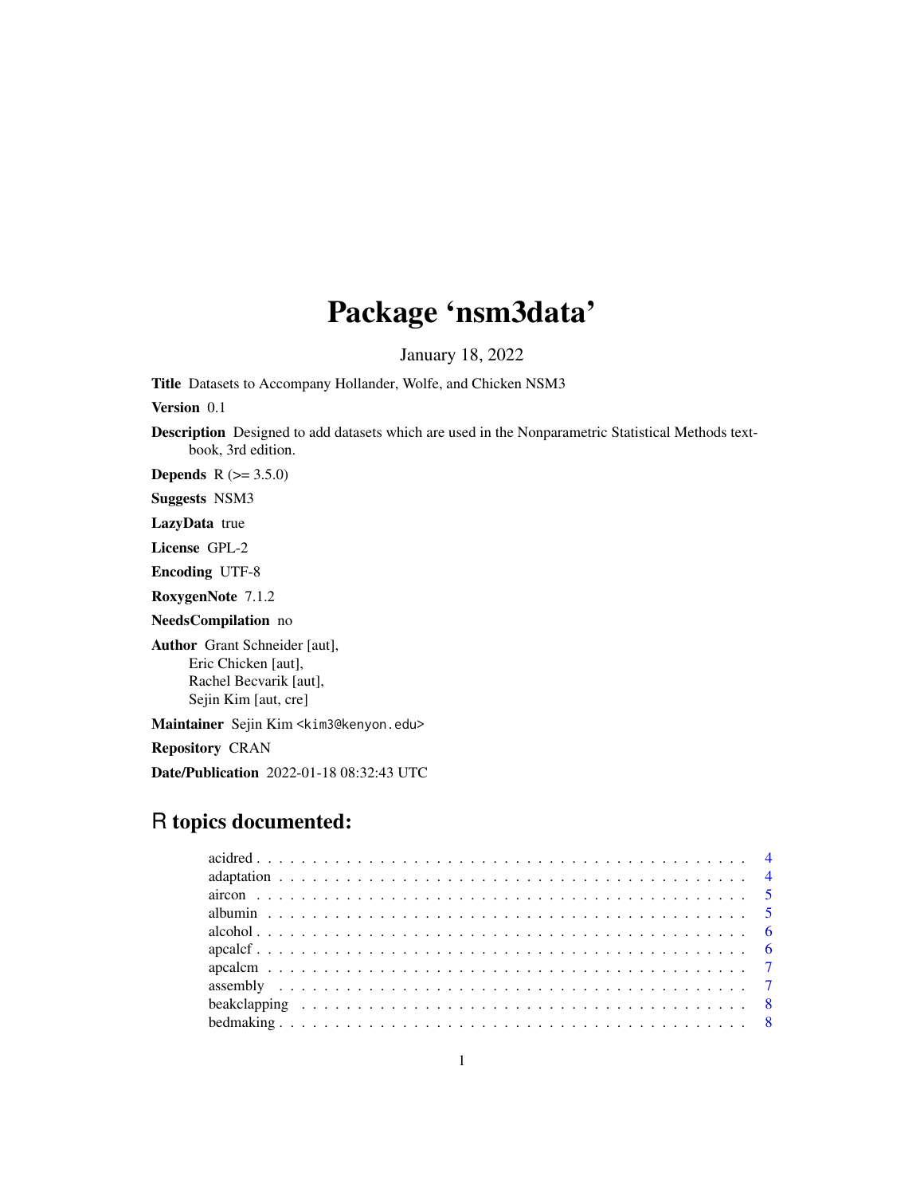# Package 'nsm3data'

January 18, 2022

**Title** Datasets to Accompany Hollander, Wolfe, and Chicken NSM3

**Version** 0.1

**Description** Designed to add datasets which are used in the Nonparametric Statistical Methods textbook, 3rd edition.

**Depends** R (>= 3.5.0)

**Suggests** NSM3

**LazyData** true

**License** GPL-2

**Encoding** UTF-8

**RoxygenNote** 7.1.2

**NeedsCompilation** no

**Author** Grant Schneider [aut],
Eric Chicken [aut],
Rachel Becvarik [aut],
Sejin Kim [aut, cre]

**Maintainer** Sejin Kim <kim3@kenyon.edu>

**Repository** CRAN

**Date/Publication** 2022-01-18 08:32:43 UTC

## R topics documented:

| | |
|---|---|
| acidred | 4 |
| adaptation | 4 |
| aircon | 5 |
| albumin | 5 |
| alcohol | 6 |
| apcalcf | 6 |
| apcalcm | 7 |
| assembly | 7 |
| beakclapping | 8 |
| bedmaking | 8 |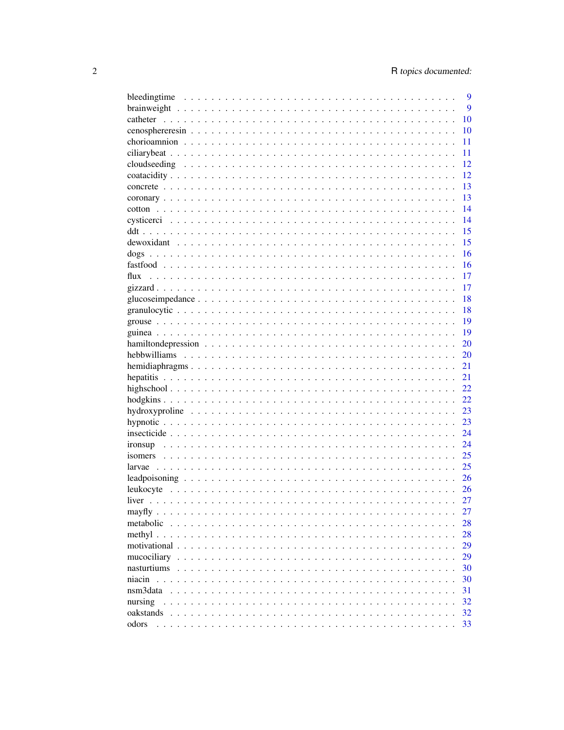| | |
|---|---|
| bleedingtime | 9 |
| brainweight | 9 |
| catheter | 10 |
| cenosphereresin | 10 |
| chorioamnion | 11 |
| ciliarybeat | 11 |
| cloudseeding | 12 |
| coatacidity | 12 |
| concrete | 13 |
| coronary | 13 |
| cotton | 14 |
| cysticerci | 14 |
| ddt | 15 |
| dewoxidant | 15 |
| dogs | 16 |
| fastfood | 16 |
| flux | 17 |
| gizzard | 17 |
| glucoseimpedance | 18 |
| granulocytic | 18 |
| grouse | 19 |
| guinea | 19 |
| hamiltondepression | 20 |
| hebbwilliams | 20 |
| hemidiaphragms | 21 |
| hepatitis | 21 |
| highschool | 22 |
| hodgkins | 22 |
| hydroxyproline | 23 |
| hypnotic | 23 |
| insecticide | 24 |
| ironsup | 24 |
| isomers | 25 |
| larvae | 25 |
| leadpoisoning | 26 |
| leukocyte | 26 |
| liver | 27 |
| mayfly | 27 |
| metabolic | 28 |
| methyl | 28 |
| motivational | 29 |
| mucociliary | 29 |
| nasturtiums | 30 |
| niacin | 30 |
| nsm3data | 31 |
| nursing | 32 |
| oakstands | 32 |
| odors | 33 |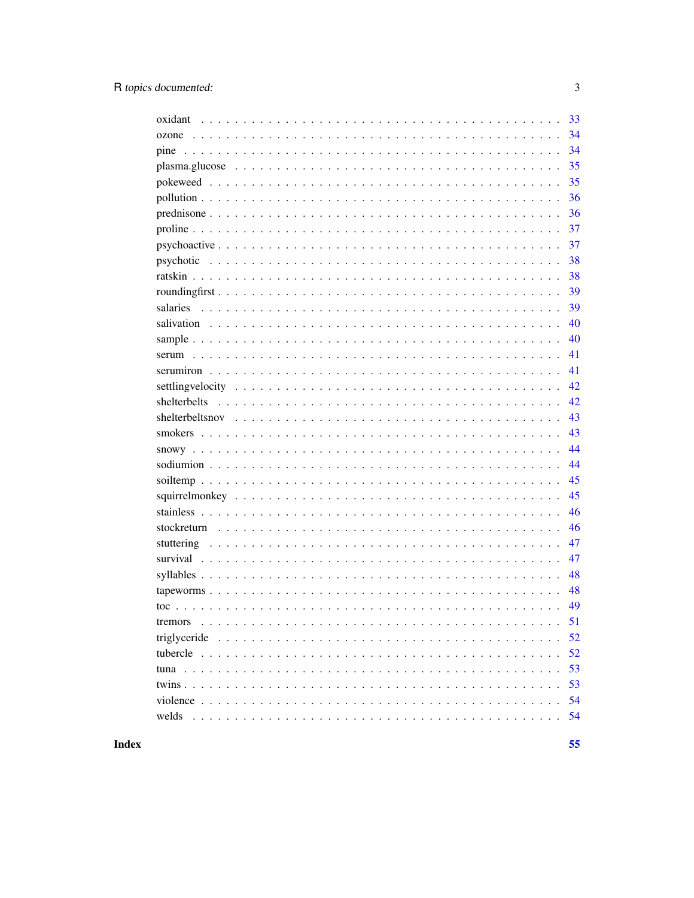| | |
|---|---|
| oxidant | 33 |
| ozone | 34 |
| pine | 34 |
| plasma.glucose | 35 |
| pokeweed | 35 |
| pollution | 36 |
| prednisone | 36 |
| proline | 37 |
| psychoactive | 37 |
| psychotic | 38 |
| ratskin | 38 |
| roundingfirst | 39 |
| salaries | 39 |
| salivation | 40 |
| sample | 40 |
| serum | 41 |
| serumiron | 41 |
| settlingvelocity | 42 |
| shelterbelts | 42 |
| shelterbeltsnov | 43 |
| smokers | 43 |
| snowy | 44 |
| sodiumion | 44 |
| soiltemp | 45 |
| squirrelmonkey | 45 |
| stainless | 46 |
| stockreturn | 46 |
| stuttering | 47 |
| survival | 47 |
| syllables | 48 |
| tapeworms | 48 |
| toc | 49 |
| tremors | 51 |
| triglyceride | 52 |
| tubercle | 52 |
| tuna | 53 |
| twins | 53 |
| violence | 54 |
| welds | 54 |

**Index** **55**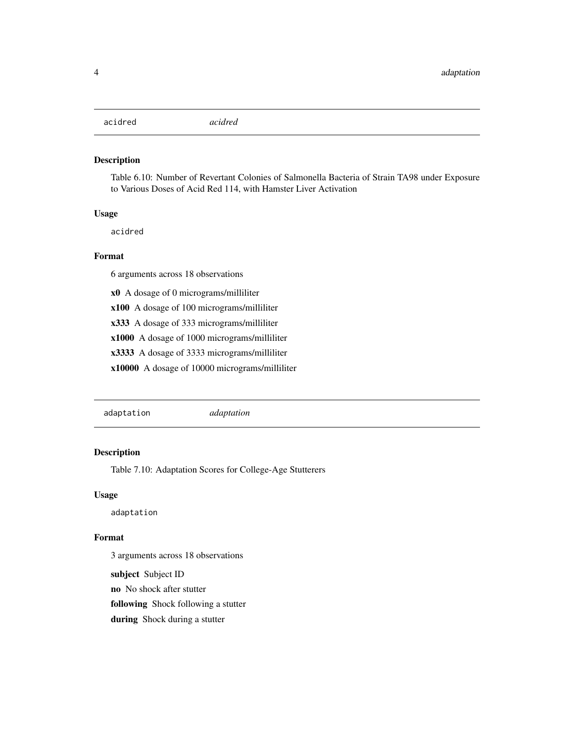## acidred *acidred*

### Description

Table 6.10: Number of Revertant Colonies of Salmonella Bacteria of Strain TA98 under Exposure to Various Doses of Acid Red 114, with Hamster Liver Activation

### Usage

```
acidred
```

### Format

6 arguments across 18 observations

**x0** A dosage of 0 micrograms/milliliter

**x100** A dosage of 100 micrograms/milliliter

**x333** A dosage of 333 micrograms/milliliter

**x1000** A dosage of 1000 micrograms/milliliter

**x3333** A dosage of 3333 micrograms/milliliter

**x10000** A dosage of 10000 micrograms/milliliter

## adaptation *adaptation*

### Description

Table 7.10: Adaptation Scores for College-Age Stutterers

### Usage

```
adaptation
```

### Format

3 arguments across 18 observations

**subject** Subject ID

**no** No shock after stutter

**following** Shock following a stutter

**during** Shock during a stutter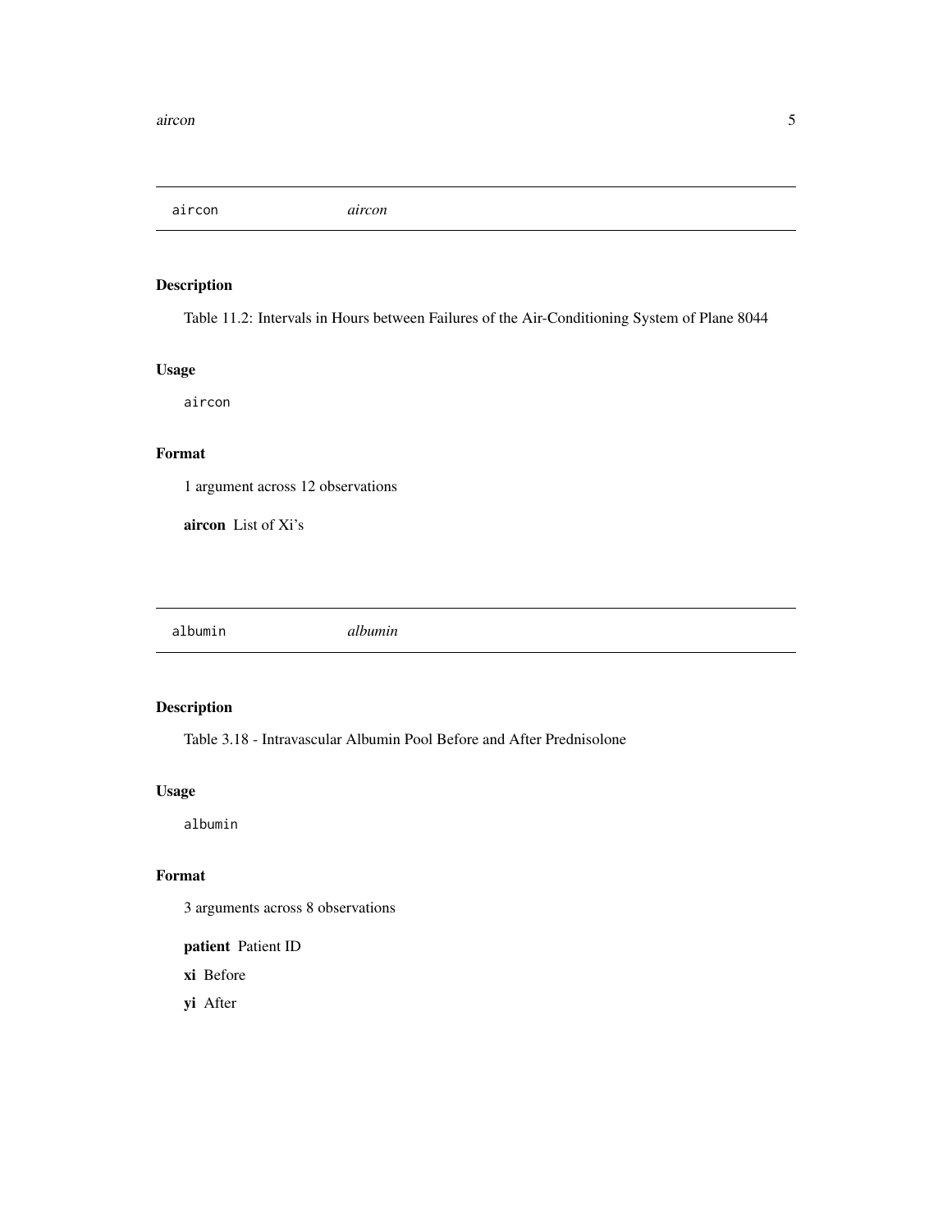## aircon *aircon*

### Description

Table 11.2: Intervals in Hours between Failures of the Air-Conditioning System of Plane 8044

### Usage

```
aircon
```

### Format

1 argument across 12 observations

**aircon** List of Xi's

## albumin *albumin*

### Description

Table 3.18 - Intravascular Albumin Pool Before and After Prednisolone

### Usage

```
albumin
```

### Format

3 arguments across 8 observations

**patient** Patient ID

**xi** Before

**yi** After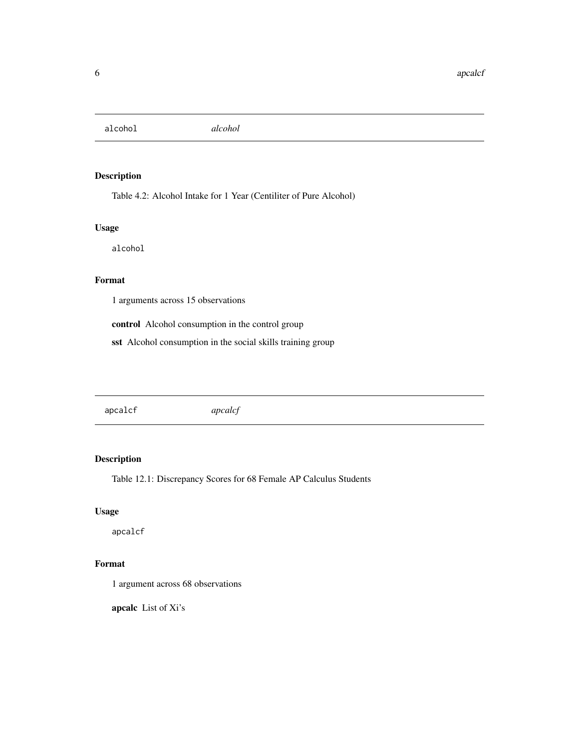## alcohol *alcohol*

### Description

Table 4.2: Alcohol Intake for 1 Year (Centiliter of Pure Alcohol)

### Usage

```
alcohol
```

### Format

1 arguments across 15 observations

**control** Alcohol consumption in the control group

**sst** Alcohol consumption in the social skills training group

## apcalcf *apcalcf*

### Description

Table 12.1: Discrepancy Scores for 68 Female AP Calculus Students

### Usage

```
apcalcf
```

### Format

1 argument across 68 observations

**apcalc** List of Xi's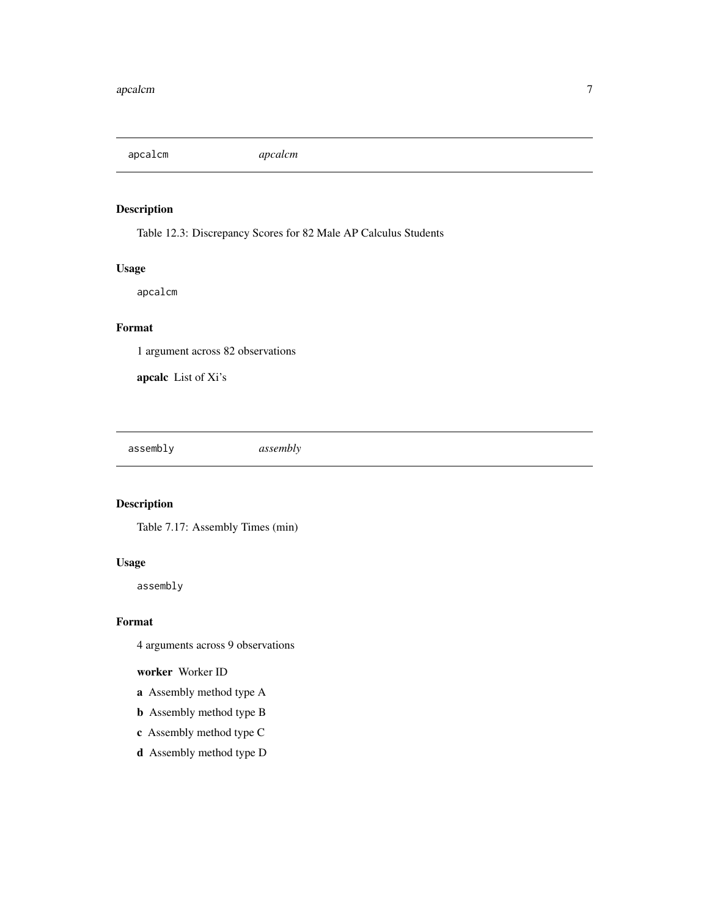## apcalcm *apcalcm*

### Description

Table 12.3: Discrepancy Scores for 82 Male AP Calculus Students

### Usage

```
apcalcm
```

### Format

1 argument across 82 observations

**apcalc** List of Xi's

## assembly *assembly*

### Description

Table 7.17: Assembly Times (min)

### Usage

```
assembly
```

### Format

4 arguments across 9 observations

**worker** Worker ID

**a** Assembly method type A

**b** Assembly method type B

**c** Assembly method type C

**d** Assembly method type D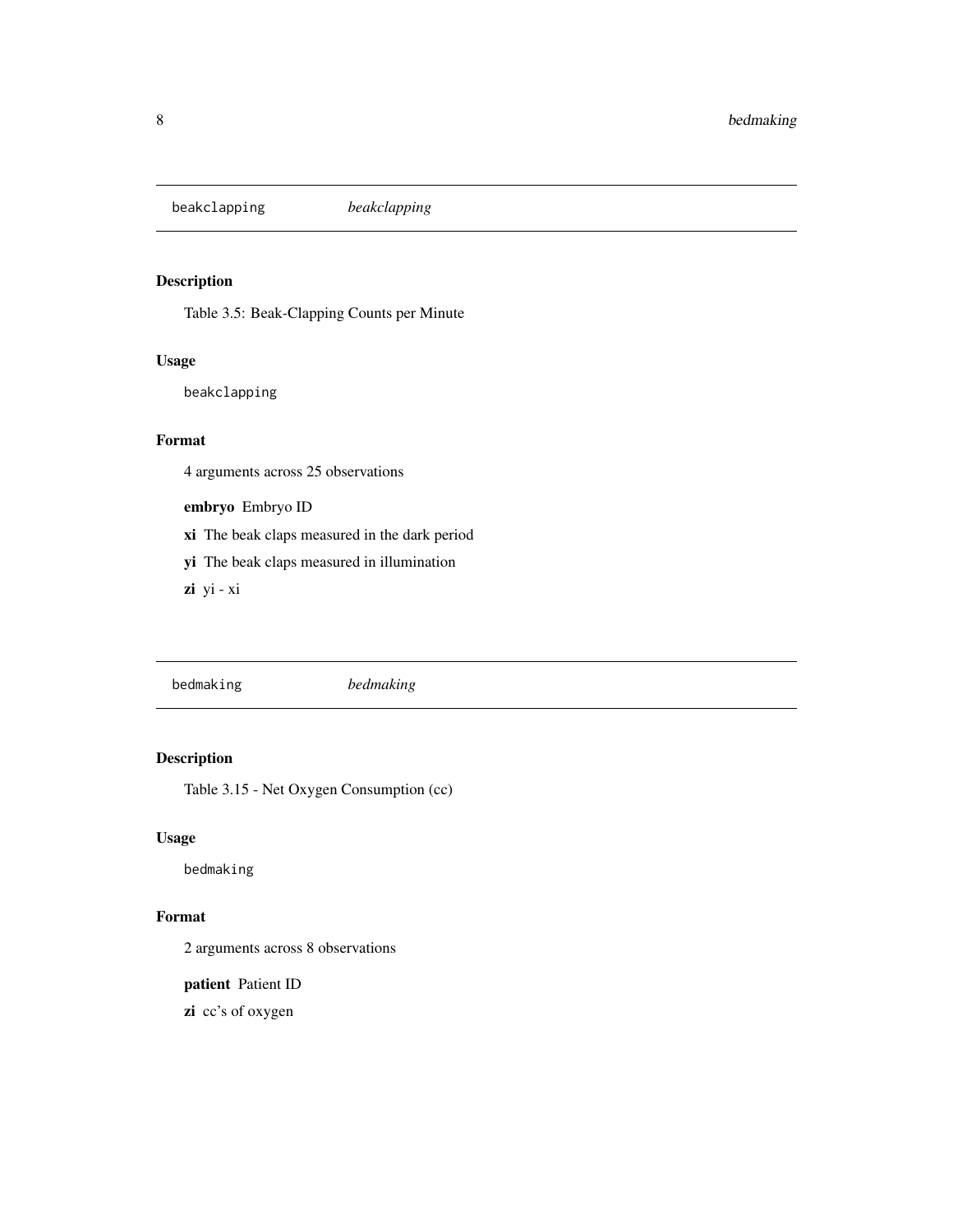## beakclapping — *beakclapping*

### Description

Table 3.5: Beak-Clapping Counts per Minute

### Usage

```
beakclapping
```

### Format

4 arguments across 25 observations

**embryo** Embryo ID

**xi** The beak claps measured in the dark period

**yi** The beak claps measured in illumination

**zi** yi - xi

## bedmaking — *bedmaking*

### Description

Table 3.15 - Net Oxygen Consumption (cc)

### Usage

```
bedmaking
```

### Format

2 arguments across 8 observations

**patient** Patient ID

**zi** cc's of oxygen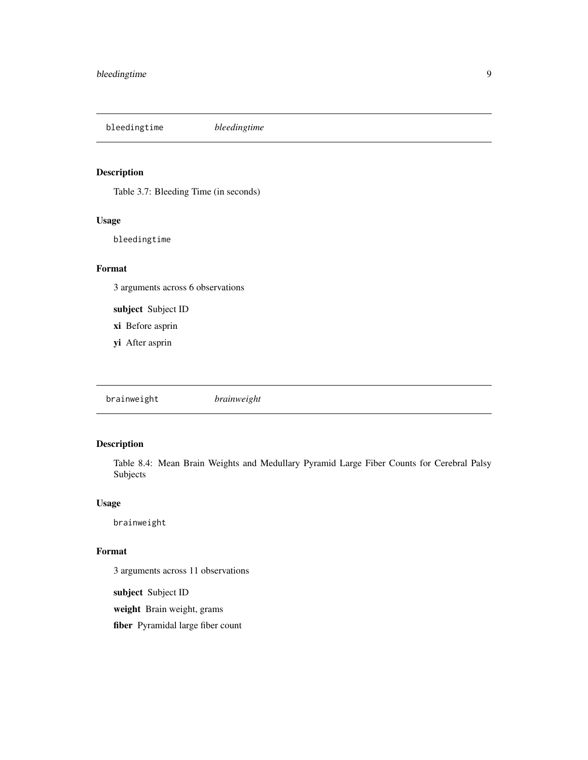## bleedingtime *bleedingtime*

### Description

Table 3.7: Bleeding Time (in seconds)

### Usage

```
bleedingtime
```

### Format

3 arguments across 6 observations

**subject** Subject ID

**xi** Before asprin

**yi** After asprin

## brainweight *brainweight*

### Description

Table 8.4: Mean Brain Weights and Medullary Pyramid Large Fiber Counts for Cerebral Palsy Subjects

### Usage

```
brainweight
```

### Format

3 arguments across 11 observations

**subject** Subject ID

**weight** Brain weight, grams

**fiber** Pyramidal large fiber count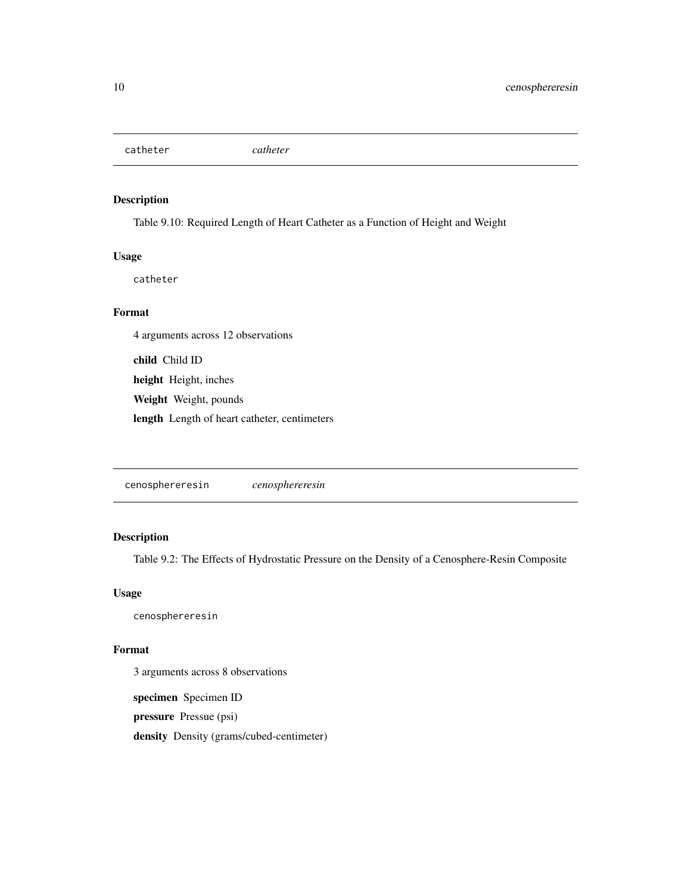## catheter — *catheter*

### Description

Table 9.10: Required Length of Heart Catheter as a Function of Height and Weight

### Usage

```
catheter
```

### Format

4 arguments across 12 observations

**child** Child ID

**height** Height, inches

**Weight** Weight, pounds

**length** Length of heart catheter, centimeters

## cenosphereresin — *cenosphereresin*

### Description

Table 9.2: The Effects of Hydrostatic Pressure on the Density of a Cenosphere-Resin Composite

### Usage

```
cenosphereresin
```

### Format

3 arguments across 8 observations

**specimen** Specimen ID

**pressure** Pressue (psi)

**density** Density (grams/cubed-centimeter)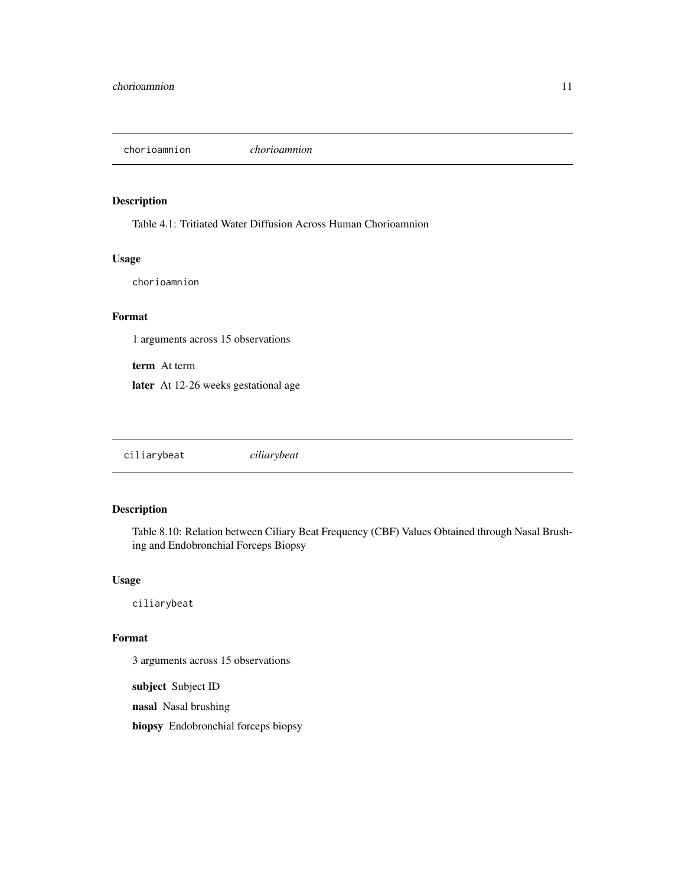## chorioamnion *chorioamnion*

### Description

Table 4.1: Tritiated Water Diffusion Across Human Chorioamnion

### Usage

```
chorioamnion
```

### Format

1 arguments across 15 observations

**term** At term

**later** At 12-26 weeks gestational age

## ciliarybeat *ciliarybeat*

### Description

Table 8.10: Relation between Ciliary Beat Frequency (CBF) Values Obtained through Nasal Brushing and Endobronchial Forceps Biopsy

### Usage

```
ciliarybeat
```

### Format

3 arguments across 15 observations

**subject** Subject ID

**nasal** Nasal brushing

**biopsy** Endobronchial forceps biopsy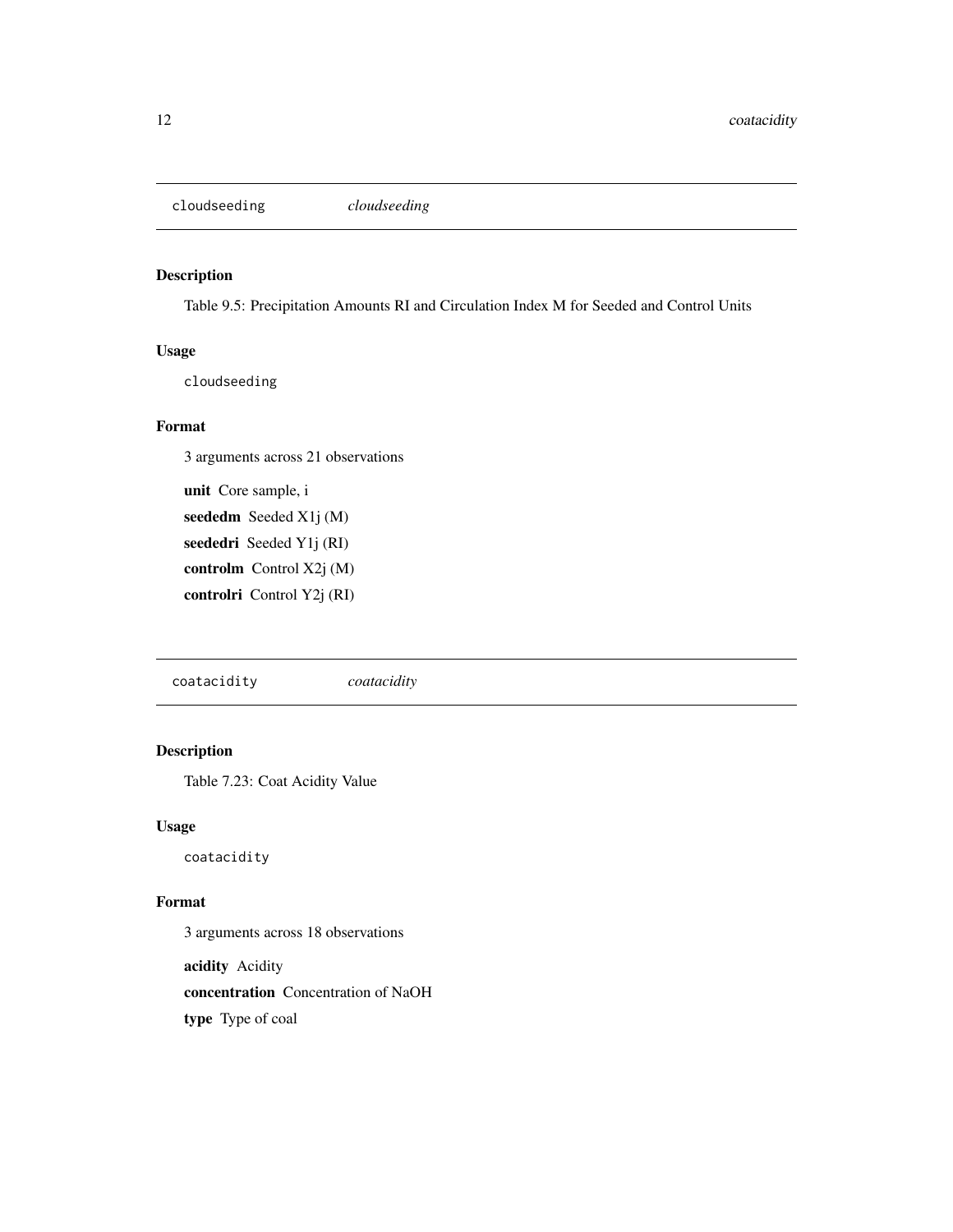## cloudseeding *cloudseeding*

### Description

Table 9.5: Precipitation Amounts RI and Circulation Index M for Seeded and Control Units

### Usage

```
cloudseeding
```

### Format

3 arguments across 21 observations

**unit** Core sample, i

**seededm** Seeded X1j (M)

**seededri** Seeded Y1j (RI)

**controlm** Control X2j (M)

**controlri** Control Y2j (RI)

## coatacidity *coatacidity*

### Description

Table 7.23: Coat Acidity Value

### Usage

```
coatacidity
```

### Format

3 arguments across 18 observations

**acidity** Acidity

**concentration** Concentration of NaOH

**type** Type of coal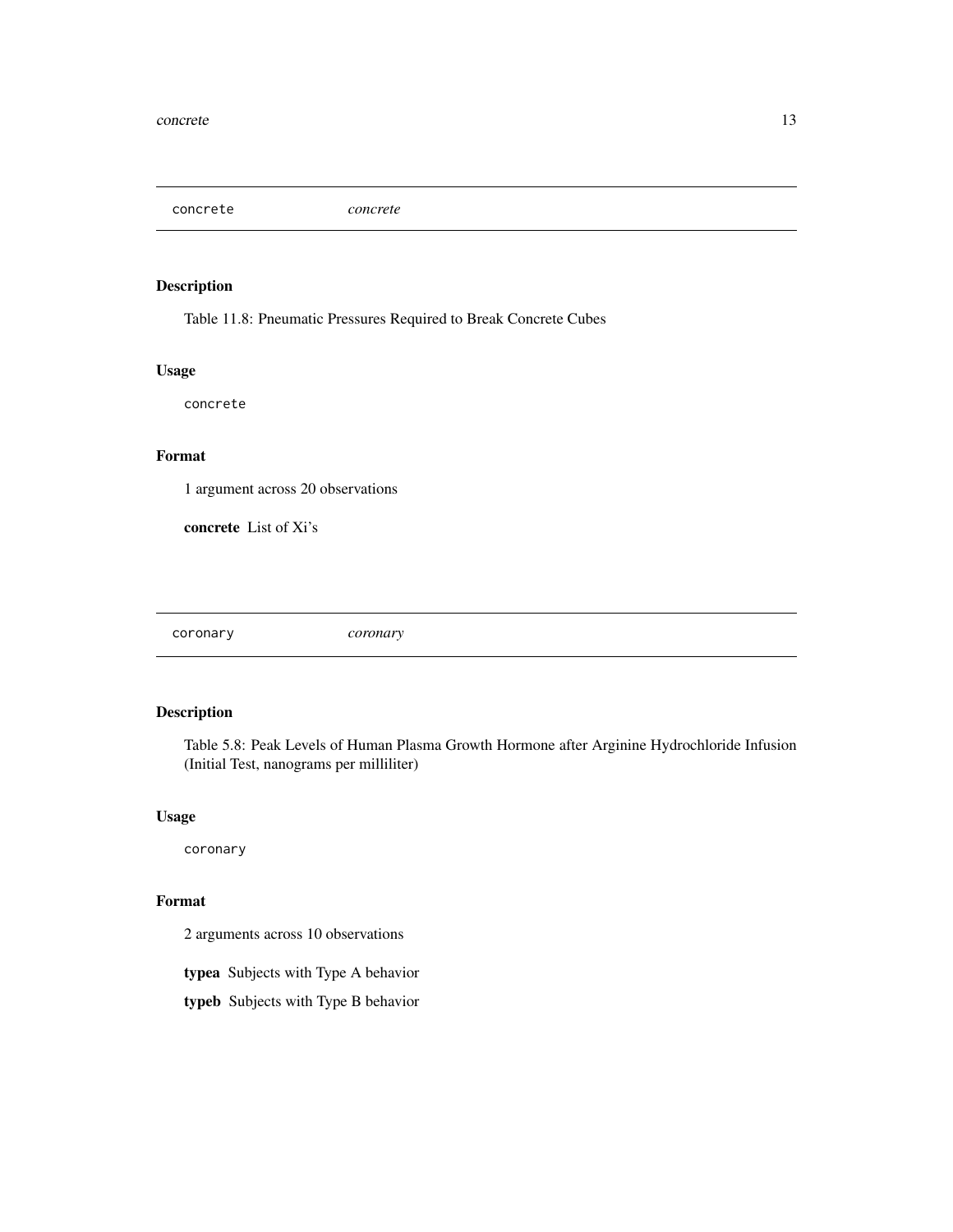## concrete *concrete*

### Description

Table 11.8: Pneumatic Pressures Required to Break Concrete Cubes

### Usage

```
concrete
```

### Format

1 argument across 20 observations

**concrete** List of Xi's

## coronary *coronary*

### Description

Table 5.8: Peak Levels of Human Plasma Growth Hormone after Arginine Hydrochloride Infusion (Initial Test, nanograms per milliliter)

### Usage

```
coronary
```

### Format

2 arguments across 10 observations

**typea** Subjects with Type A behavior

**typeb** Subjects with Type B behavior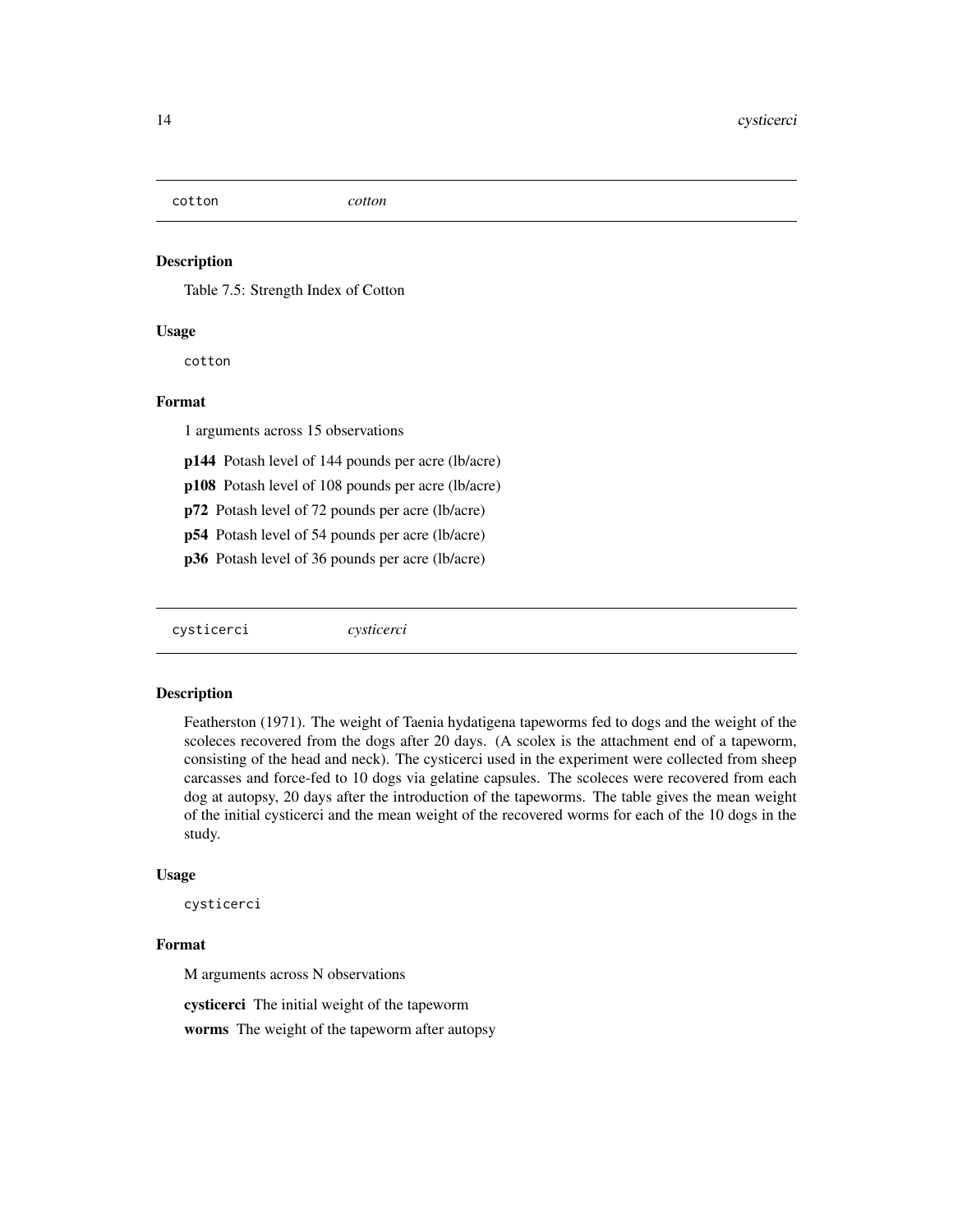## cotton *cotton*

### Description

Table 7.5: Strength Index of Cotton

### Usage

```
cotton
```

### Format

1 arguments across 15 observations

**p144** Potash level of 144 pounds per acre (lb/acre)

**p108** Potash level of 108 pounds per acre (lb/acre)

**p72** Potash level of 72 pounds per acre (lb/acre)

**p54** Potash level of 54 pounds per acre (lb/acre)

**p36** Potash level of 36 pounds per acre (lb/acre)

## cysticerci *cysticerci*

### Description

Featherston (1971). The weight of Taenia hydatigena tapeworms fed to dogs and the weight of the scoleces recovered from the dogs after 20 days. (A scolex is the attachment end of a tapeworm, consisting of the head and neck). The cysticerci used in the experiment were collected from sheep carcasses and force-fed to 10 dogs via gelatine capsules. The scoleces were recovered from each dog at autopsy, 20 days after the introduction of the tapeworms. The table gives the mean weight of the initial cysticerci and the mean weight of the recovered worms for each of the 10 dogs in the study.

### Usage

```
cysticerci
```

### Format

M arguments across N observations

**cysticerci** The initial weight of the tapeworm

**worms** The weight of the tapeworm after autopsy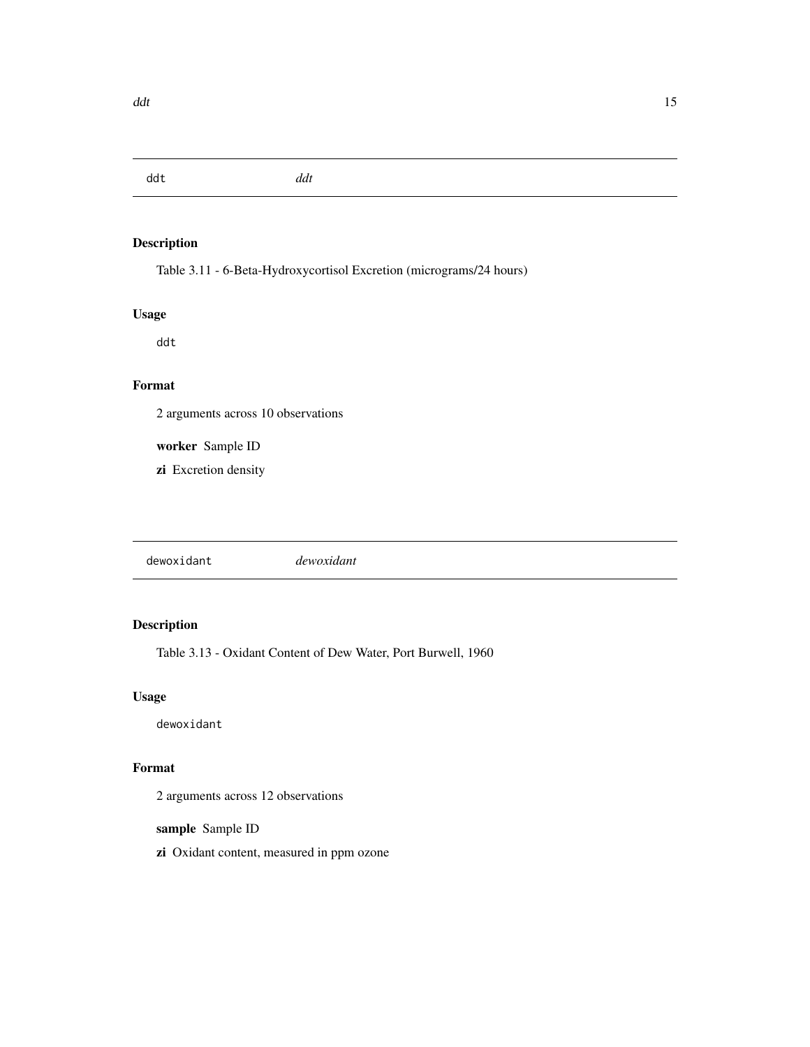## ddt *ddt*

### Description

Table 3.11 - 6-Beta-Hydroxycortisol Excretion (micrograms/24 hours)

### Usage

```
ddt
```

### Format

2 arguments across 10 observations

**worker** Sample ID

**zi** Excretion density

## dewoxidant *dewoxidant*

### Description

Table 3.13 - Oxidant Content of Dew Water, Port Burwell, 1960

### Usage

```
dewoxidant
```

### Format

2 arguments across 12 observations

**sample** Sample ID

**zi** Oxidant content, measured in ppm ozone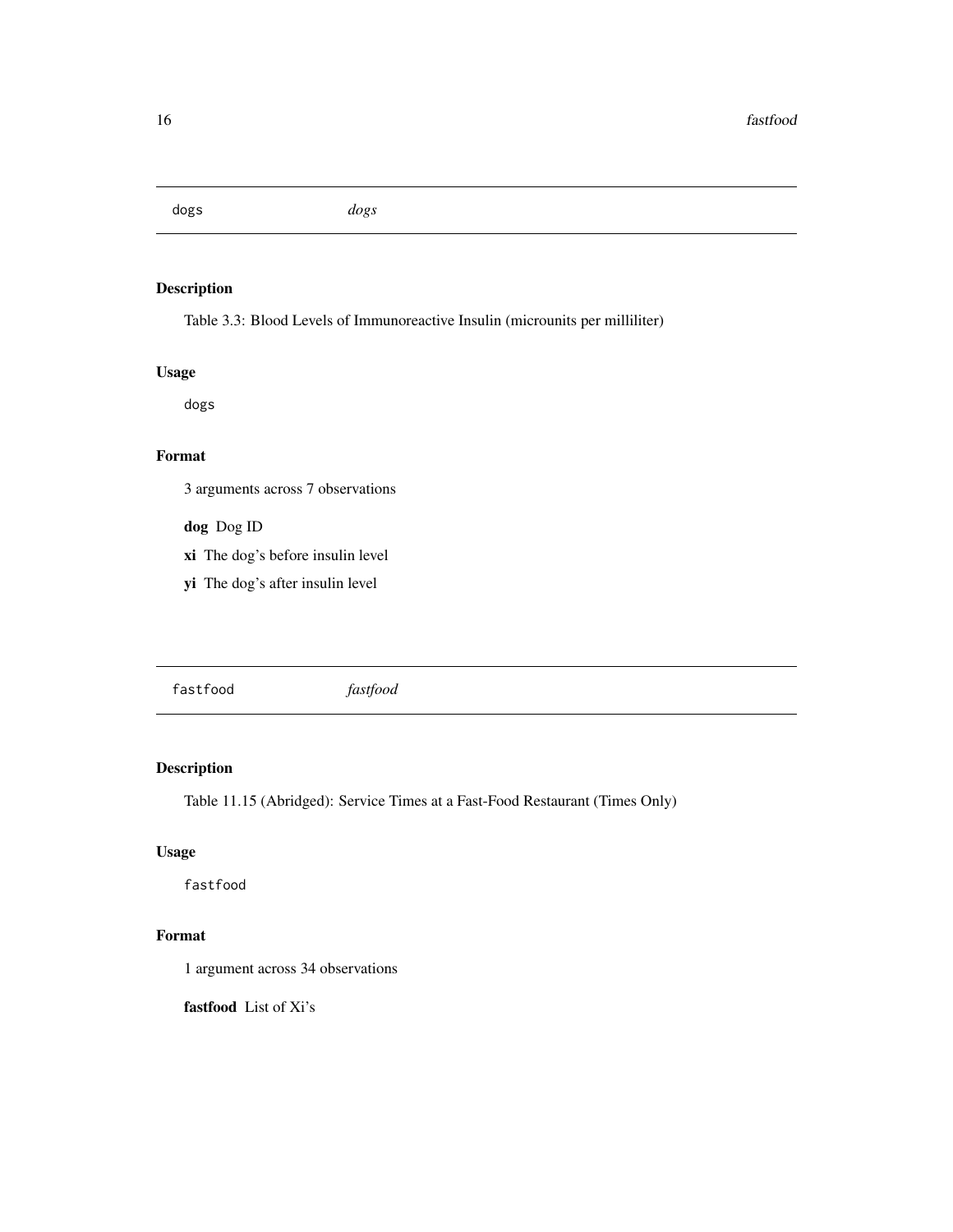## dogs *dogs*

### Description

Table 3.3: Blood Levels of Immunoreactive Insulin (microunits per milliliter)

### Usage

```
dogs
```

### Format

3 arguments across 7 observations

**dog** Dog ID

**xi** The dog's before insulin level

**yi** The dog's after insulin level

## fastfood *fastfood*

### Description

Table 11.15 (Abridged): Service Times at a Fast-Food Restaurant (Times Only)

### Usage

```
fastfood
```

### Format

1 argument across 34 observations

**fastfood** List of Xi's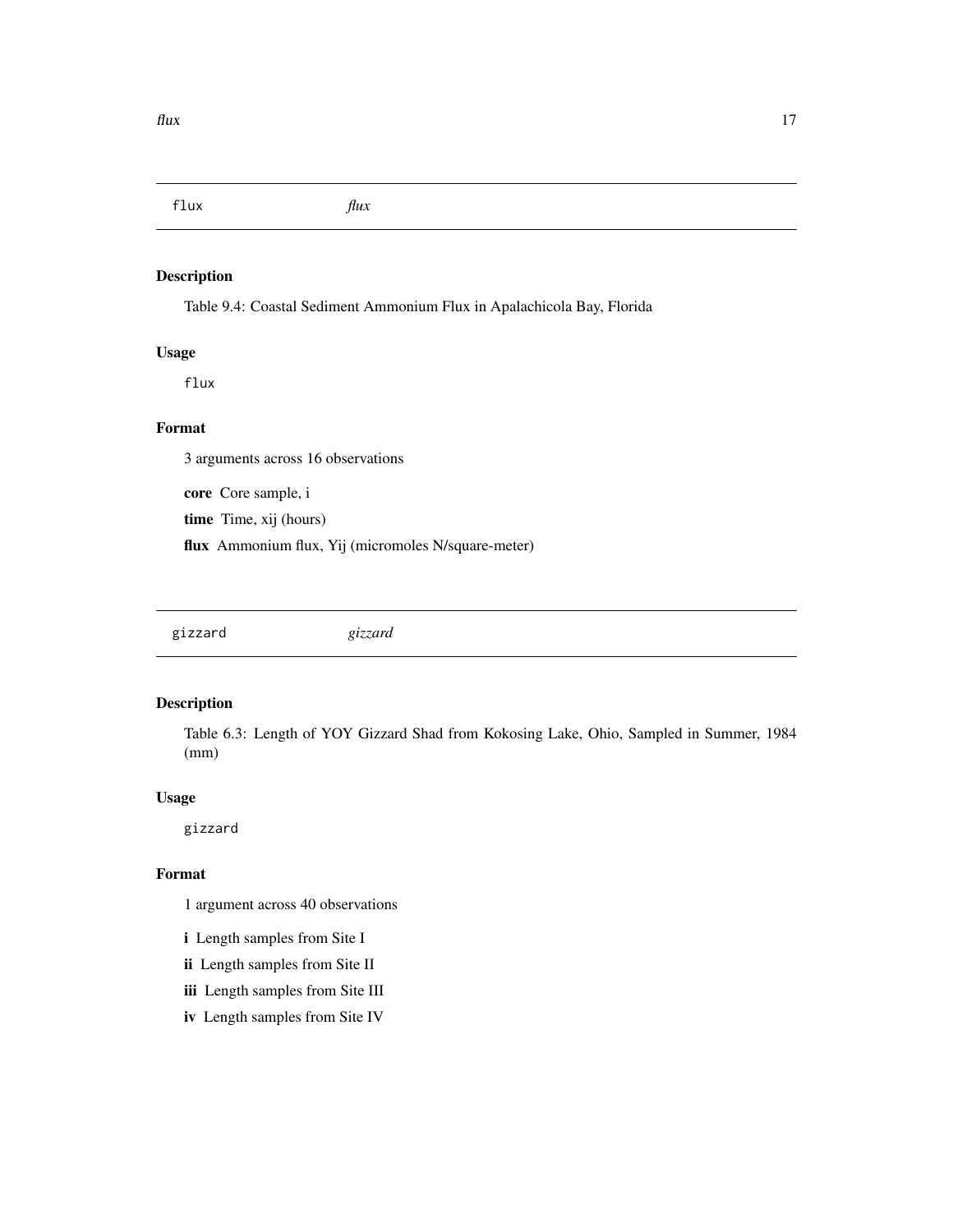## flux *flux*

### Description

Table 9.4: Coastal Sediment Ammonium Flux in Apalachicola Bay, Florida

### Usage

```
flux
```

### Format

3 arguments across 16 observations

**core** Core sample, i

**time** Time, xij (hours)

**flux** Ammonium flux, Yij (micromoles N/square-meter)

## gizzard *gizzard*

### Description

Table 6.3: Length of YOY Gizzard Shad from Kokosing Lake, Ohio, Sampled in Summer, 1984 (mm)

### Usage

```
gizzard
```

### Format

1 argument across 40 observations

**i** Length samples from Site I

**ii** Length samples from Site II

**iii** Length samples from Site III

**iv** Length samples from Site IV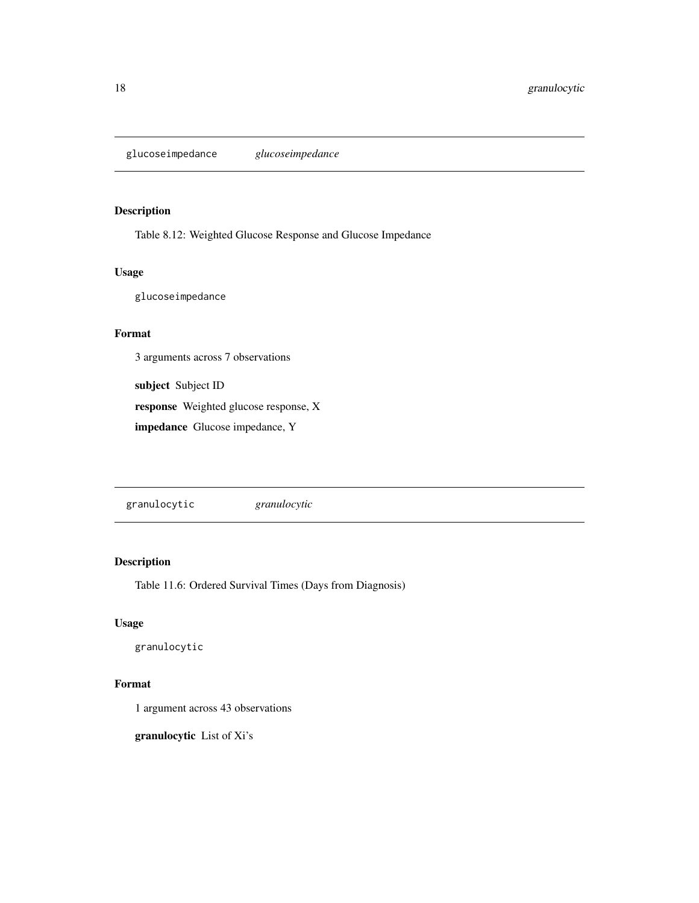## glucoseimpedance *glucoseimpedance*

### Description

Table 8.12: Weighted Glucose Response and Glucose Impedance

### Usage

```
glucoseimpedance
```

### Format

3 arguments across 7 observations

**subject** Subject ID

**response** Weighted glucose response, X

**impedance** Glucose impedance, Y

## granulocytic *granulocytic*

### Description

Table 11.6: Ordered Survival Times (Days from Diagnosis)

### Usage

```
granulocytic
```

### Format

1 argument across 43 observations

**granulocytic** List of Xi's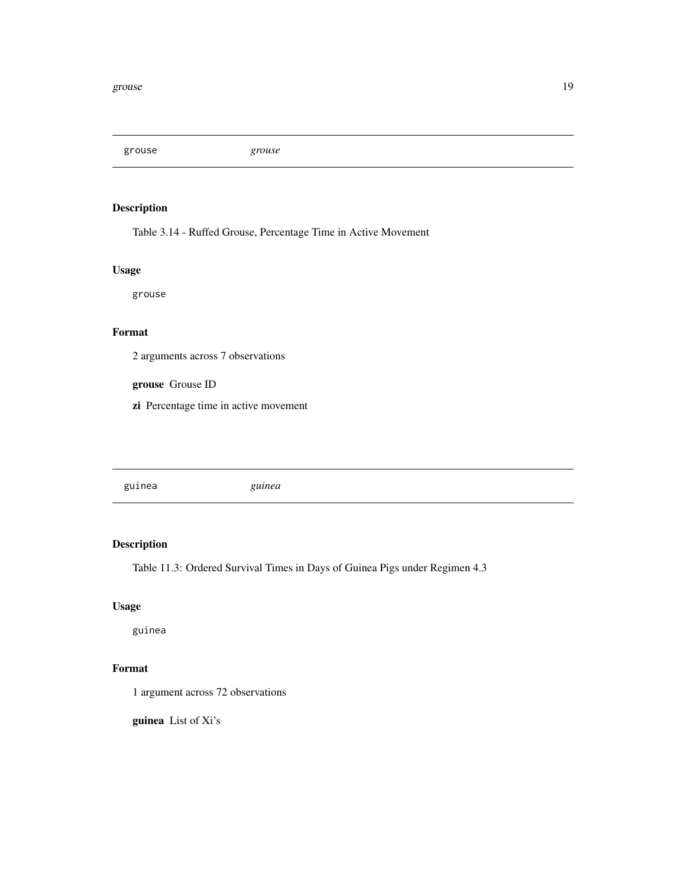## grouse — *grouse*

### Description

Table 3.14 - Ruffed Grouse, Percentage Time in Active Movement

### Usage

```
grouse
```

### Format

2 arguments across 7 observations

**grouse** Grouse ID

**zi** Percentage time in active movement

## guinea — *guinea*

### Description

Table 11.3: Ordered Survival Times in Days of Guinea Pigs under Regimen 4.3

### Usage

```
guinea
```

### Format

1 argument across 72 observations

**guinea** List of Xi's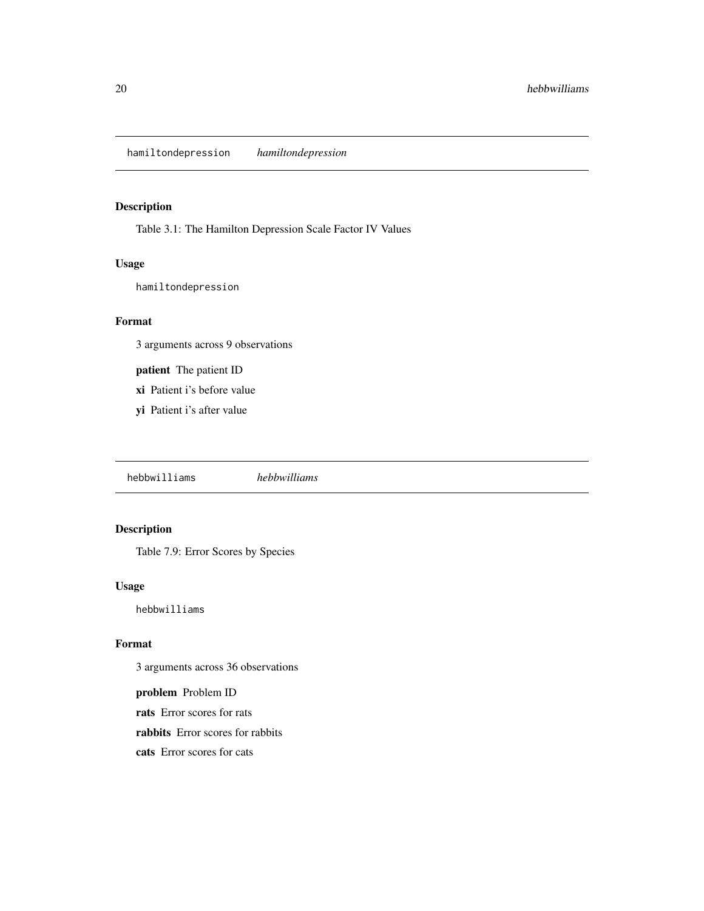## hamiltondepression *hamiltondepression*

### Description

Table 3.1: The Hamilton Depression Scale Factor IV Values

### Usage

```
hamiltondepression
```

### Format

3 arguments across 9 observations

**patient** The patient ID

**xi** Patient i's before value

**yi** Patient i's after value

## hebbwilliams *hebbwilliams*

### Description

Table 7.9: Error Scores by Species

### Usage

```
hebbwilliams
```

### Format

3 arguments across 36 observations

**problem** Problem ID

**rats** Error scores for rats

**rabbits** Error scores for rabbits

**cats** Error scores for cats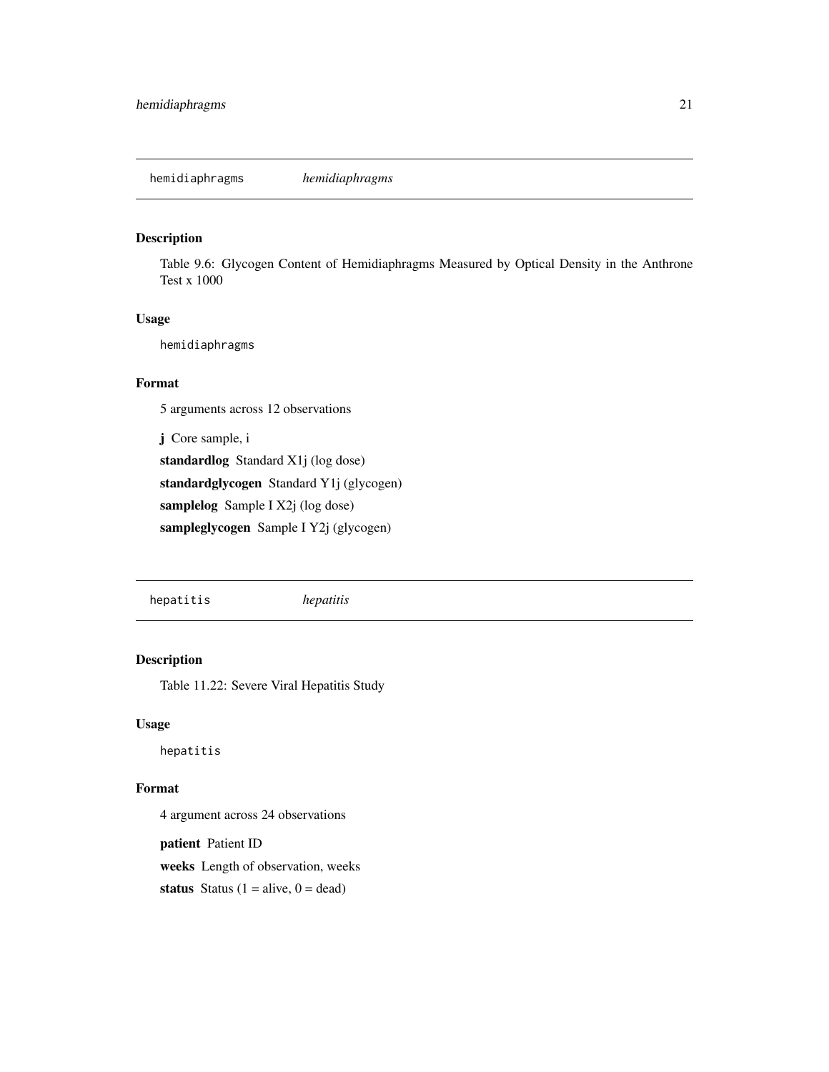## hemidiaphragms *hemidiaphragms*

### Description

Table 9.6: Glycogen Content of Hemidiaphragms Measured by Optical Density in the Anthrone Test x 1000

### Usage

```
hemidiaphragms
```

### Format

5 arguments across 12 observations

**j** Core sample, i

**standardlog** Standard X1j (log dose)

**standardglycogen** Standard Y1j (glycogen)

**samplelog** Sample I X2j (log dose)

**sampleglycogen** Sample I Y2j (glycogen)

## hepatitis *hepatitis*

### Description

Table 11.22: Severe Viral Hepatitis Study

### Usage

```
hepatitis
```

### Format

4 argument across 24 observations

**patient** Patient ID

**weeks** Length of observation, weeks

**status** Status (1 = alive, 0 = dead)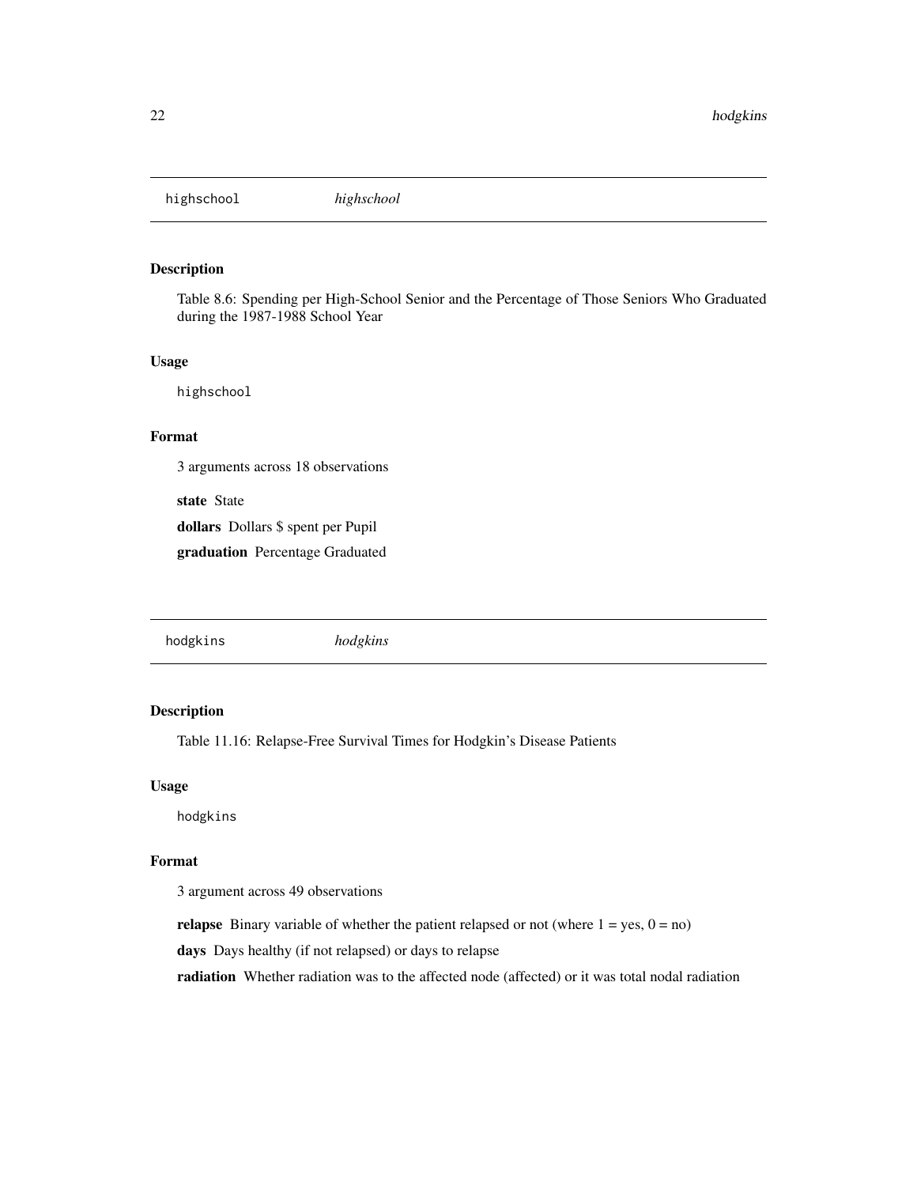## highschool *highschool*

### Description

Table 8.6: Spending per High-School Senior and the Percentage of Those Seniors Who Graduated during the 1987-1988 School Year

### Usage

```
highschool
```

### Format

3 arguments across 18 observations

**state** State

**dollars** Dollars $ spent per Pupil

**graduation** Percentage Graduated

## hodgkins *hodgkins*

### Description

Table 11.16: Relapse-Free Survival Times for Hodgkin's Disease Patients

### Usage

```
hodgkins
```

### Format

3 argument across 49 observations

**relapse** Binary variable of whether the patient relapsed or not (where 1 = yes, 0 = no)

**days** Days healthy (if not relapsed) or days to relapse

**radiation** Whether radiation was to the affected node (affected) or it was total nodal radiation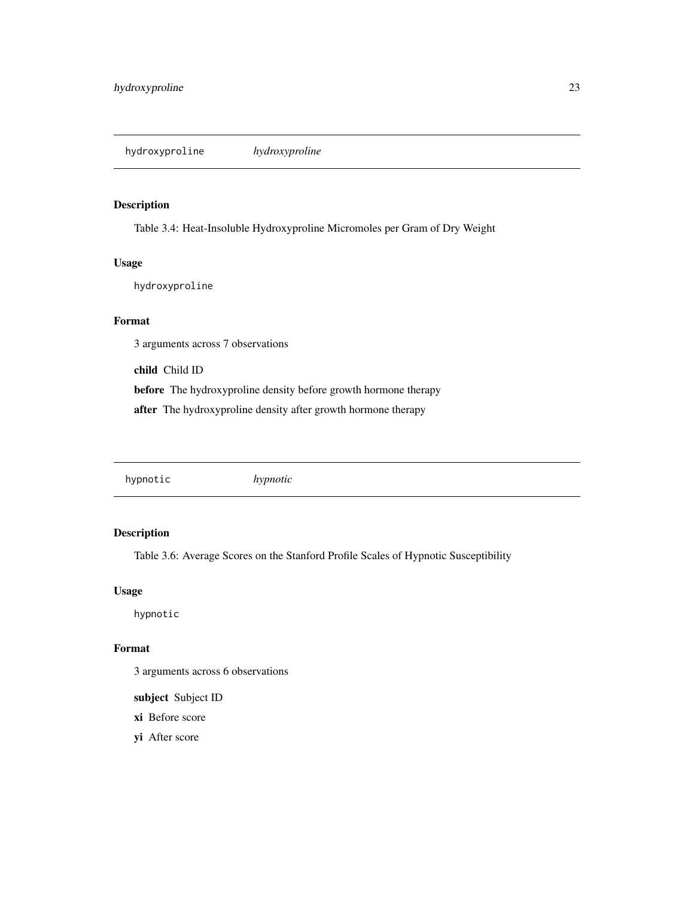## hydroxyproline *hydroxyproline*

### Description

Table 3.4: Heat-Insoluble Hydroxyproline Micromoles per Gram of Dry Weight

### Usage

```
hydroxyproline
```

### Format

3 arguments across 7 observations

**child** Child ID

**before** The hydroxyproline density before growth hormone therapy

**after** The hydroxyproline density after growth hormone therapy

## hypnotic *hypnotic*

### Description

Table 3.6: Average Scores on the Stanford Profile Scales of Hypnotic Susceptibility

### Usage

```
hypnotic
```

### Format

3 arguments across 6 observations

**subject** Subject ID

**xi** Before score

**yi** After score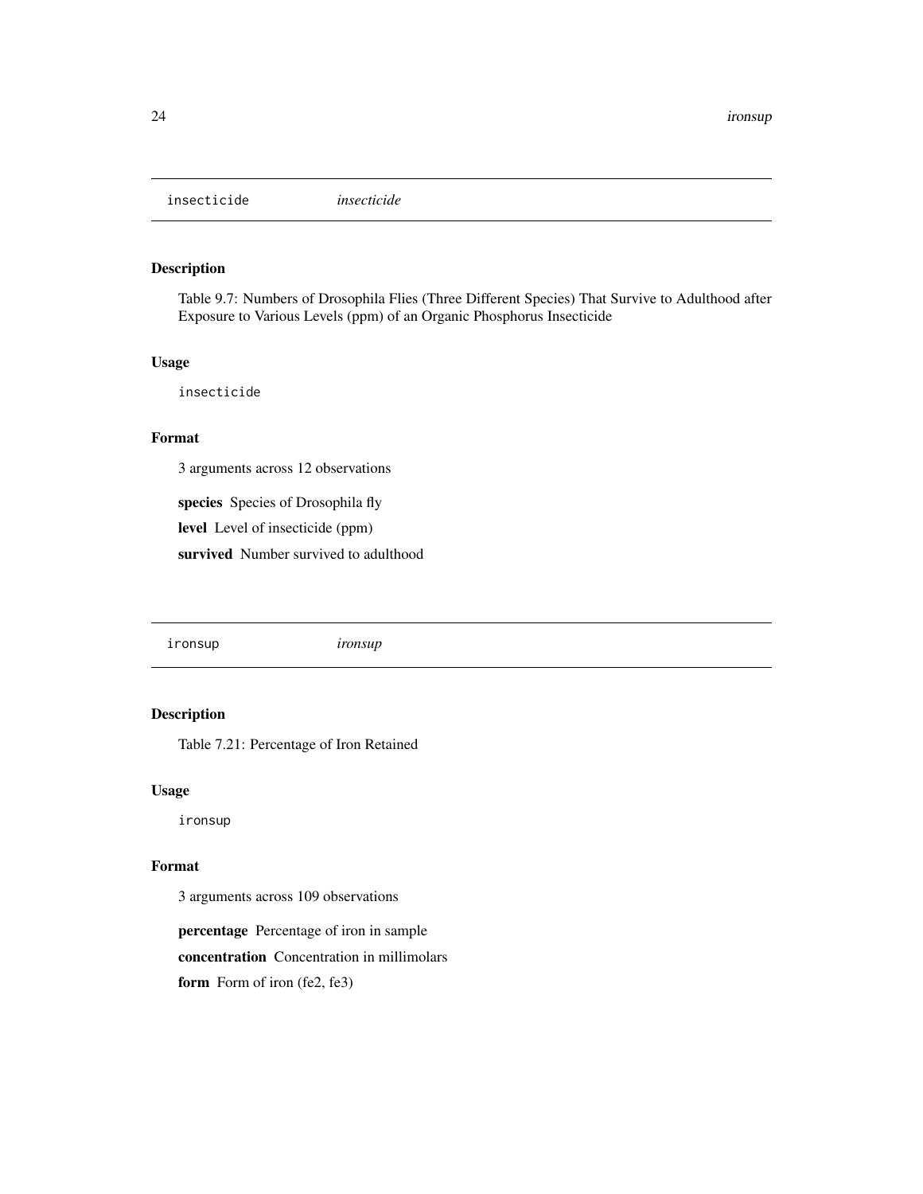## insecticide *insecticide*

### Description

Table 9.7: Numbers of Drosophila Flies (Three Different Species) That Survive to Adulthood after Exposure to Various Levels (ppm) of an Organic Phosphorus Insecticide

### Usage

```
insecticide
```

### Format

3 arguments across 12 observations

**species** Species of Drosophila fly

**level** Level of insecticide (ppm)

**survived** Number survived to adulthood

## ironsup *ironsup*

### Description

Table 7.21: Percentage of Iron Retained

### Usage

```
ironsup
```

### Format

3 arguments across 109 observations

**percentage** Percentage of iron in sample

**concentration** Concentration in millimolars

**form** Form of iron (fe2, fe3)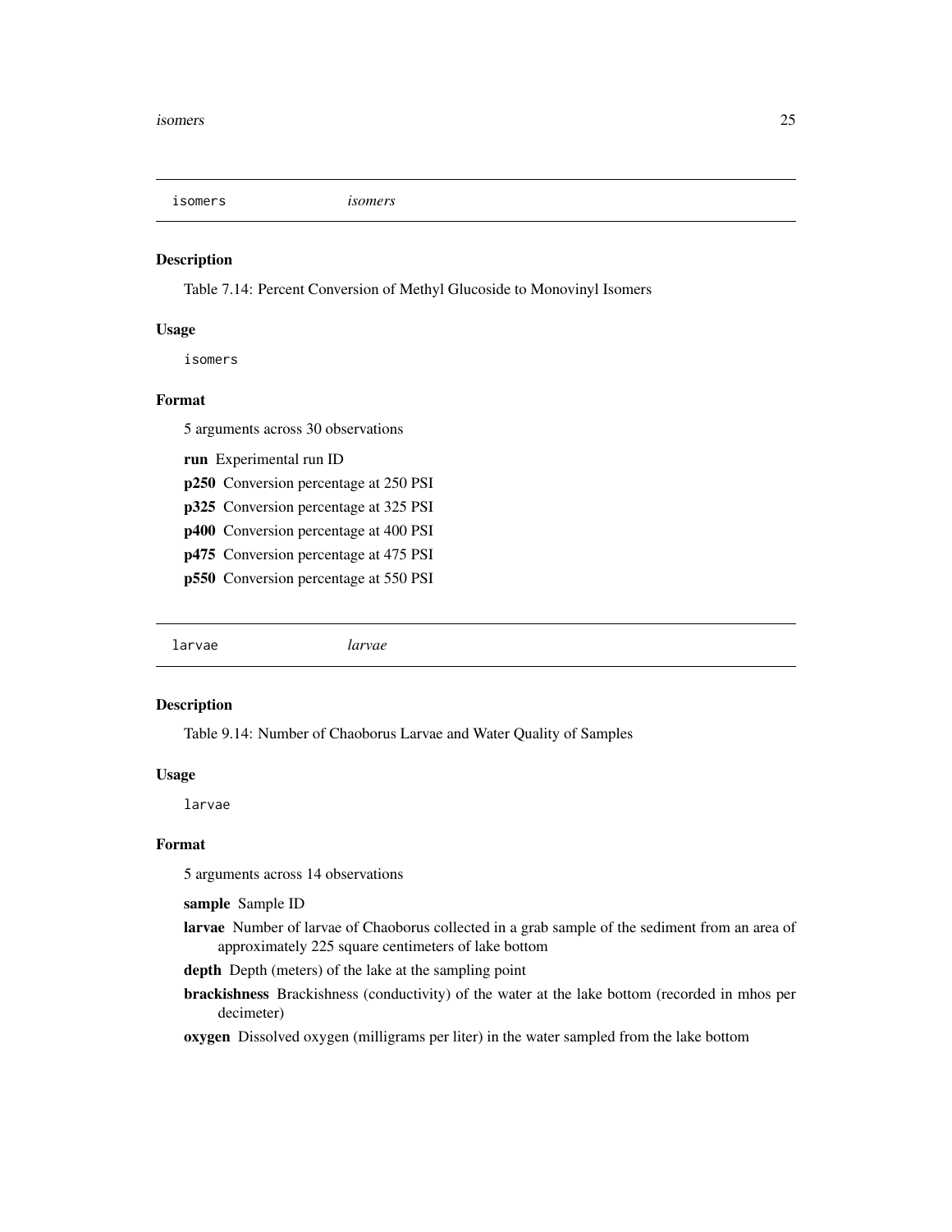## isomers *isomers*

### Description

Table 7.14: Percent Conversion of Methyl Glucoside to Monovinyl Isomers

### Usage

```
isomers
```

### Format

5 arguments across 30 observations

- **run** Experimental run ID
- **p250** Conversion percentage at 250 PSI
- **p325** Conversion percentage at 325 PSI
- **p400** Conversion percentage at 400 PSI
- **p475** Conversion percentage at 475 PSI
- **p550** Conversion percentage at 550 PSI

## larvae *larvae*

### Description

Table 9.14: Number of Chaoborus Larvae and Water Quality of Samples

### Usage

```
larvae
```

### Format

5 arguments across 14 observations

- **sample** Sample ID
- **larvae** Number of larvae of Chaoborus collected in a grab sample of the sediment from an area of approximately 225 square centimeters of lake bottom
- **depth** Depth (meters) of the lake at the sampling point
- **brackishness** Brackishness (conductivity) of the water at the lake bottom (recorded in mhos per decimeter)
- **oxygen** Dissolved oxygen (milligrams per liter) in the water sampled from the lake bottom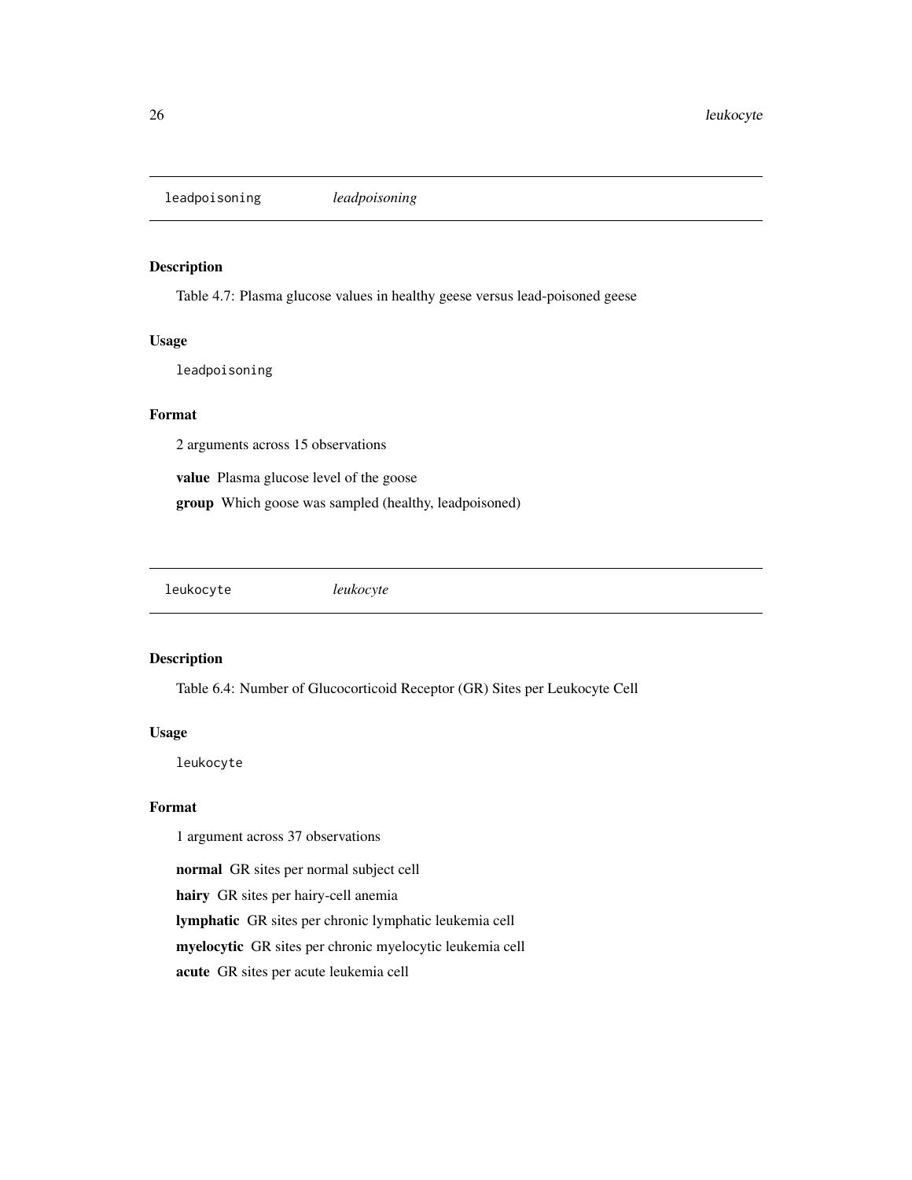## `leadpoisoning` *leadpoisoning*

### Description

Table 4.7: Plasma glucose values in healthy geese versus lead-poisoned geese

### Usage

```
leadpoisoning
```

### Format

2 arguments across 15 observations

**value** Plasma glucose level of the goose

**group** Which goose was sampled (healthy, leadpoisoned)

## `leukocyte` *leukocyte*

### Description

Table 6.4: Number of Glucocorticoid Receptor (GR) Sites per Leukocyte Cell

### Usage

```
leukocyte
```

### Format

1 argument across 37 observations

**normal** GR sites per normal subject cell

**hairy** GR sites per hairy-cell anemia

**lymphatic** GR sites per chronic lymphatic leukemia cell

**myelocytic** GR sites per chronic myelocytic leukemia cell

**acute** GR sites per acute leukemia cell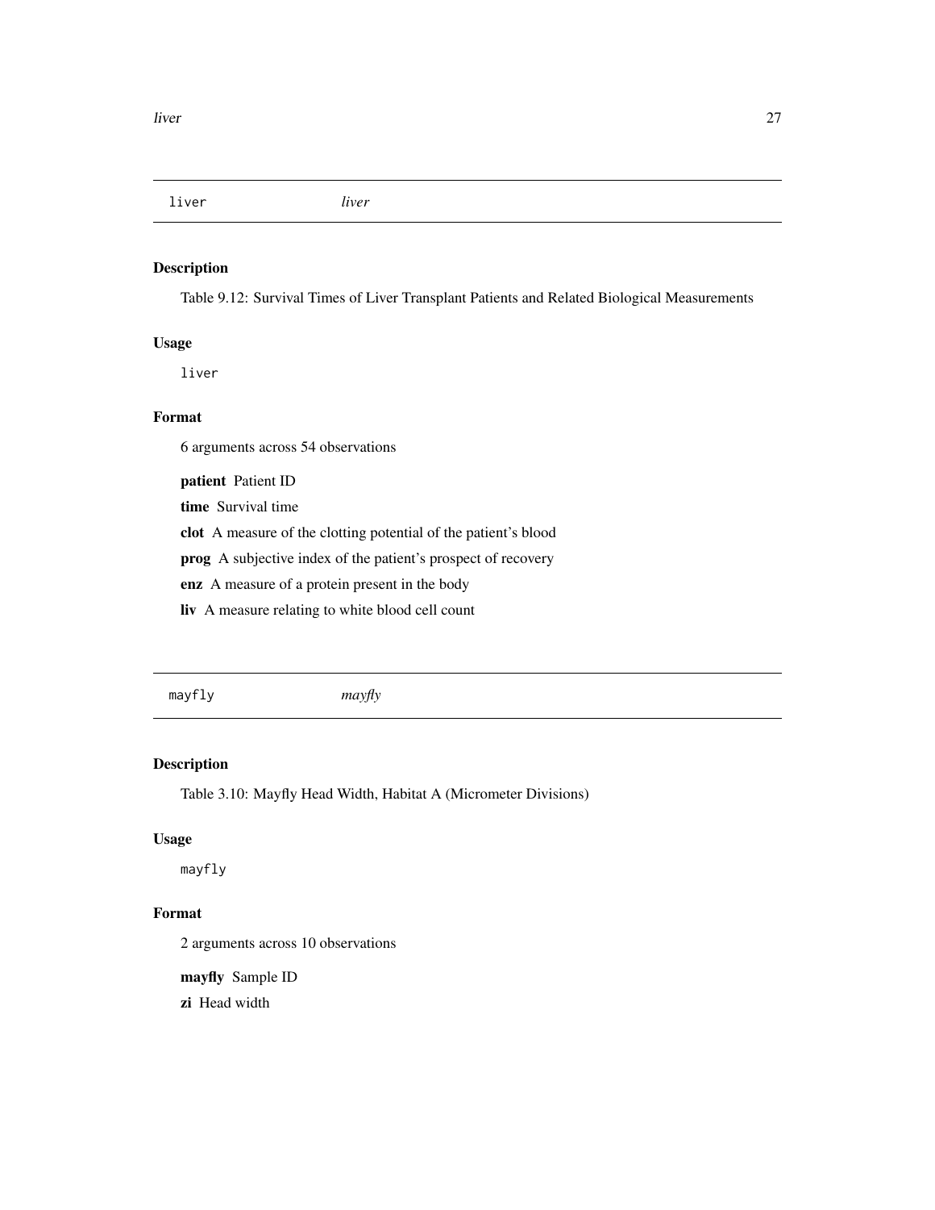## liver *liver*

### Description

Table 9.12: Survival Times of Liver Transplant Patients and Related Biological Measurements

### Usage

```
liver
```

### Format

6 arguments across 54 observations

**patient** Patient ID

**time** Survival time

**clot** A measure of the clotting potential of the patient's blood

**prog** A subjective index of the patient's prospect of recovery

**enz** A measure of a protein present in the body

**liv** A measure relating to white blood cell count

## mayfly *mayfly*

### Description

Table 3.10: Mayfly Head Width, Habitat A (Micrometer Divisions)

### Usage

```
mayfly
```

### Format

2 arguments across 10 observations

**mayfly** Sample ID

**zi** Head width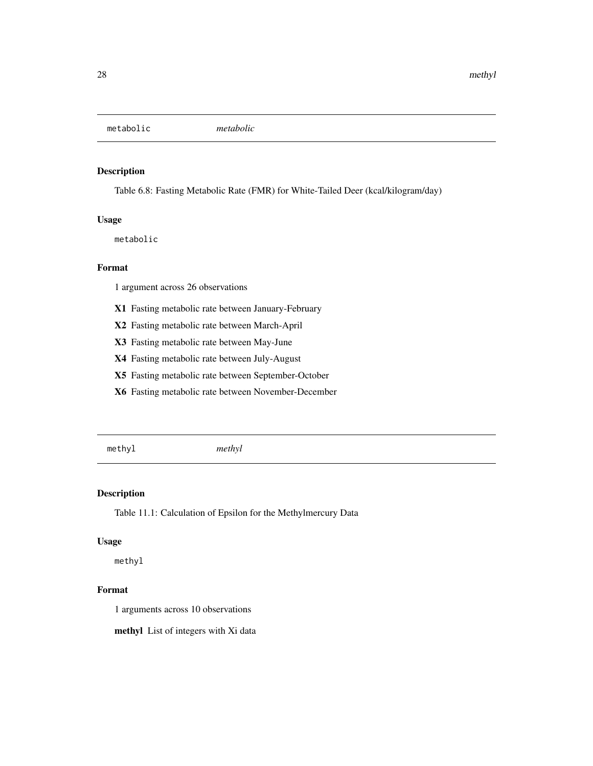## metabolic *metabolic*

### Description

Table 6.8: Fasting Metabolic Rate (FMR) for White-Tailed Deer (kcal/kilogram/day)

### Usage

```
metabolic
```

### Format

1 argument across 26 observations

- **X1** Fasting metabolic rate between January-February
- **X2** Fasting metabolic rate between March-April
- **X3** Fasting metabolic rate between May-June
- **X4** Fasting metabolic rate between July-August
- **X5** Fasting metabolic rate between September-October
- **X6** Fasting metabolic rate between November-December

## methyl *methyl*

### Description

Table 11.1: Calculation of Epsilon for the Methylmercury Data

### Usage

```
methyl
```

### Format

1 arguments across 10 observations

**methyl** List of integers with Xi data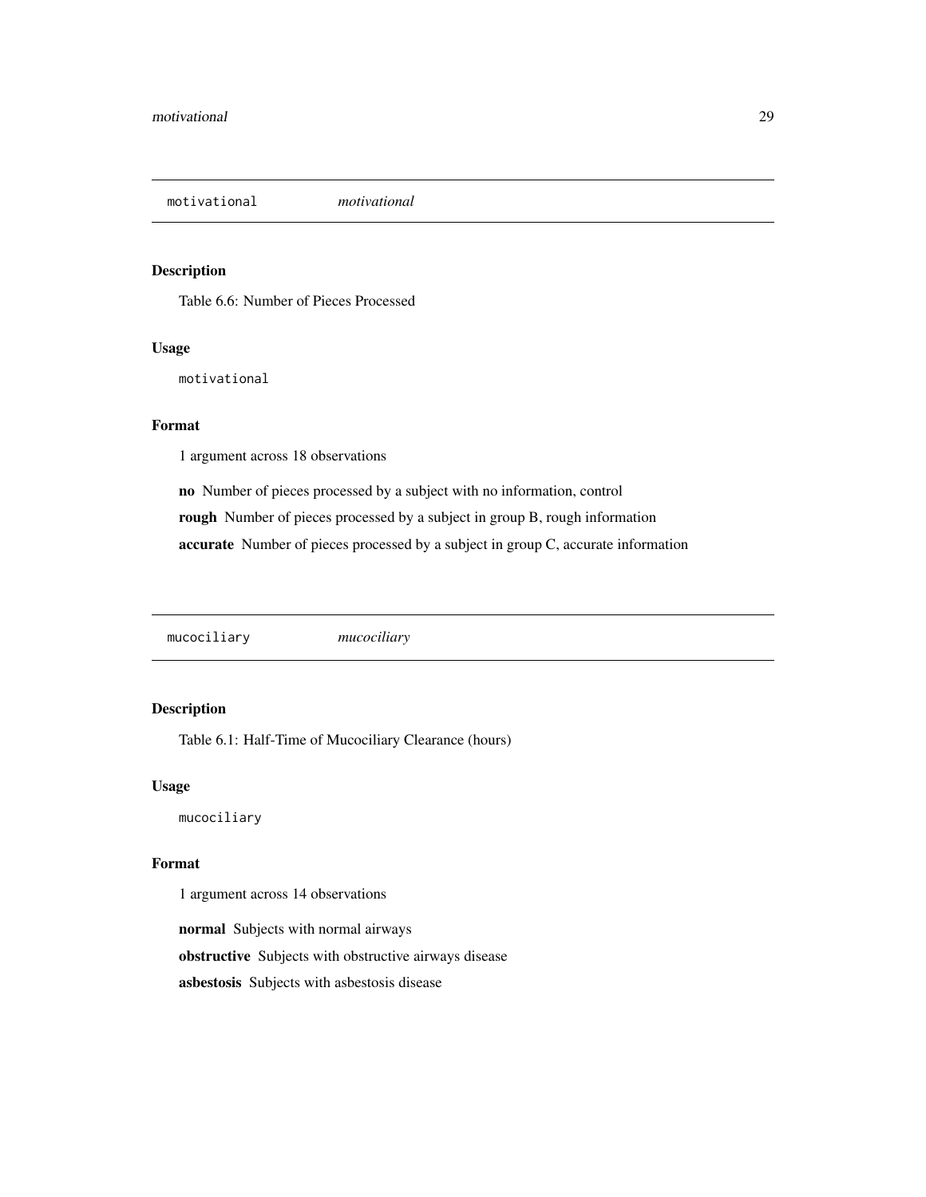## motivational *motivational*

### Description

Table 6.6: Number of Pieces Processed

### Usage

```
motivational
```

### Format

1 argument across 18 observations

**no** Number of pieces processed by a subject with no information, control

**rough** Number of pieces processed by a subject in group B, rough information

**accurate** Number of pieces processed by a subject in group C, accurate information

## mucociliary *mucociliary*

### Description

Table 6.1: Half-Time of Mucociliary Clearance (hours)

### Usage

```
mucociliary
```

### Format

1 argument across 14 observations

**normal** Subjects with normal airways

**obstructive** Subjects with obstructive airways disease

**asbestosis** Subjects with asbestosis disease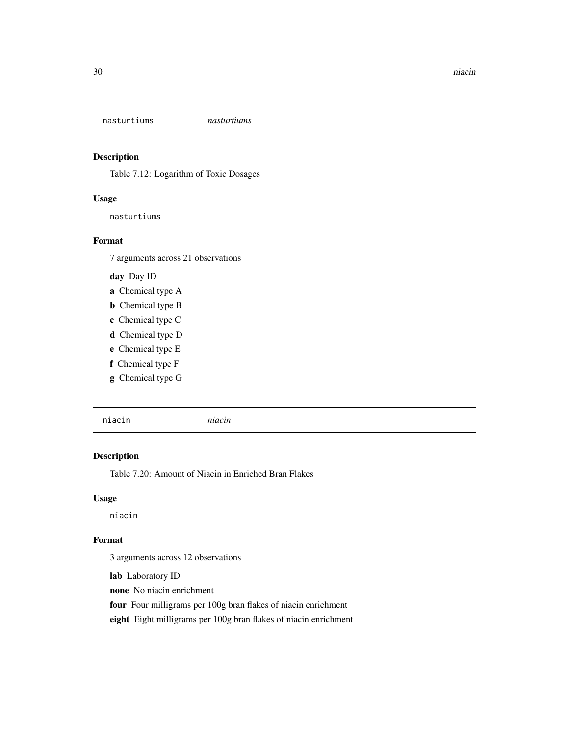## nasturtiums *nasturtiums*

### Description

Table 7.12: Logarithm of Toxic Dosages

### Usage

```
nasturtiums
```

### Format

7 arguments across 21 observations

**day** Day ID

**a** Chemical type A

**b** Chemical type B

**c** Chemical type C

**d** Chemical type D

**e** Chemical type E

**f** Chemical type F

**g** Chemical type G

## niacin *niacin*

### Description

Table 7.20: Amount of Niacin in Enriched Bran Flakes

### Usage

```
niacin
```

### Format

3 arguments across 12 observations

**lab** Laboratory ID

**none** No niacin enrichment

**four** Four milligrams per 100g bran flakes of niacin enrichment

**eight** Eight milligrams per 100g bran flakes of niacin enrichment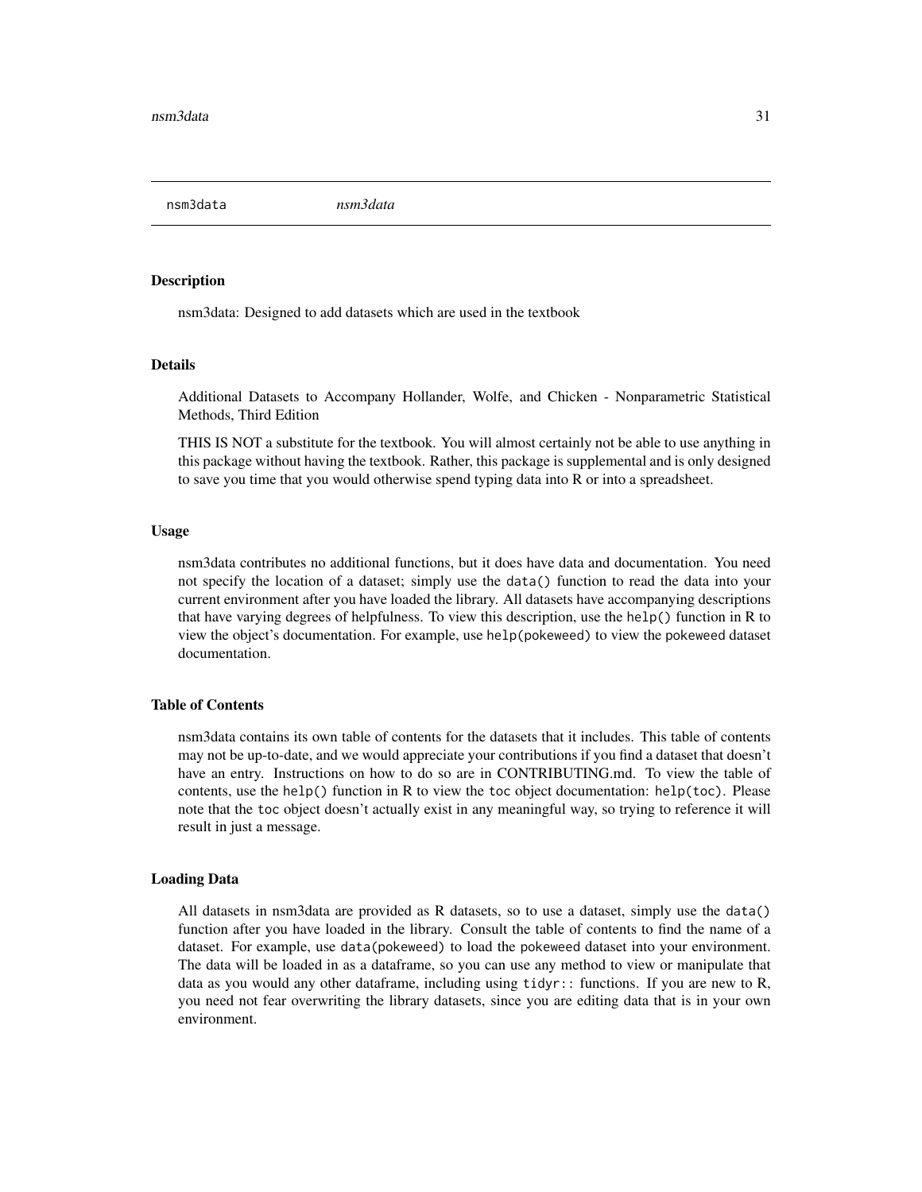nsm3data *nsm3data*

### Description

nsm3data: Designed to add datasets which are used in the textbook

### Details

Additional Datasets to Accompany Hollander, Wolfe, and Chicken - Nonparametric Statistical Methods, Third Edition

THIS IS NOT a substitute for the textbook. You will almost certainly not be able to use anything in this package without having the textbook. Rather, this package is supplemental and is only designed to save you time that you would otherwise spend typing data into R or into a spreadsheet.

### Usage

nsm3data contributes no additional functions, but it does have data and documentation. You need not specify the location of a dataset; simply use the `data()` function to read the data into your current environment after you have loaded the library. All datasets have accompanying descriptions that have varying degrees of helpfulness. To view this description, use the `help()` function in R to view the object's documentation. For example, use `help(pokeweed)` to view the `pokeweed` dataset documentation.

### Table of Contents

nsm3data contains its own table of contents for the datasets that it includes. This table of contents may not be up-to-date, and we would appreciate your contributions if you find a dataset that doesn't have an entry. Instructions on how to do so are in CONTRIBUTING.md. To view the table of contents, use the `help()` function in R to view the `toc` object documentation: `help(toc)`. Please note that the `toc` object doesn't actually exist in any meaningful way, so trying to reference it will result in just a message.

### Loading Data

All datasets in nsm3data are provided as R datasets, so to use a dataset, simply use the `data()` function after you have loaded in the library. Consult the table of contents to find the name of a dataset. For example, use `data(pokeweed)` to load the `pokeweed` dataset into your environment. The data will be loaded in as a dataframe, so you can use any method to view or manipulate that data as you would any other dataframe, including using `tidyr::` functions. If you are new to R, you need not fear overwriting the library datasets, since you are editing data that is in your own environment.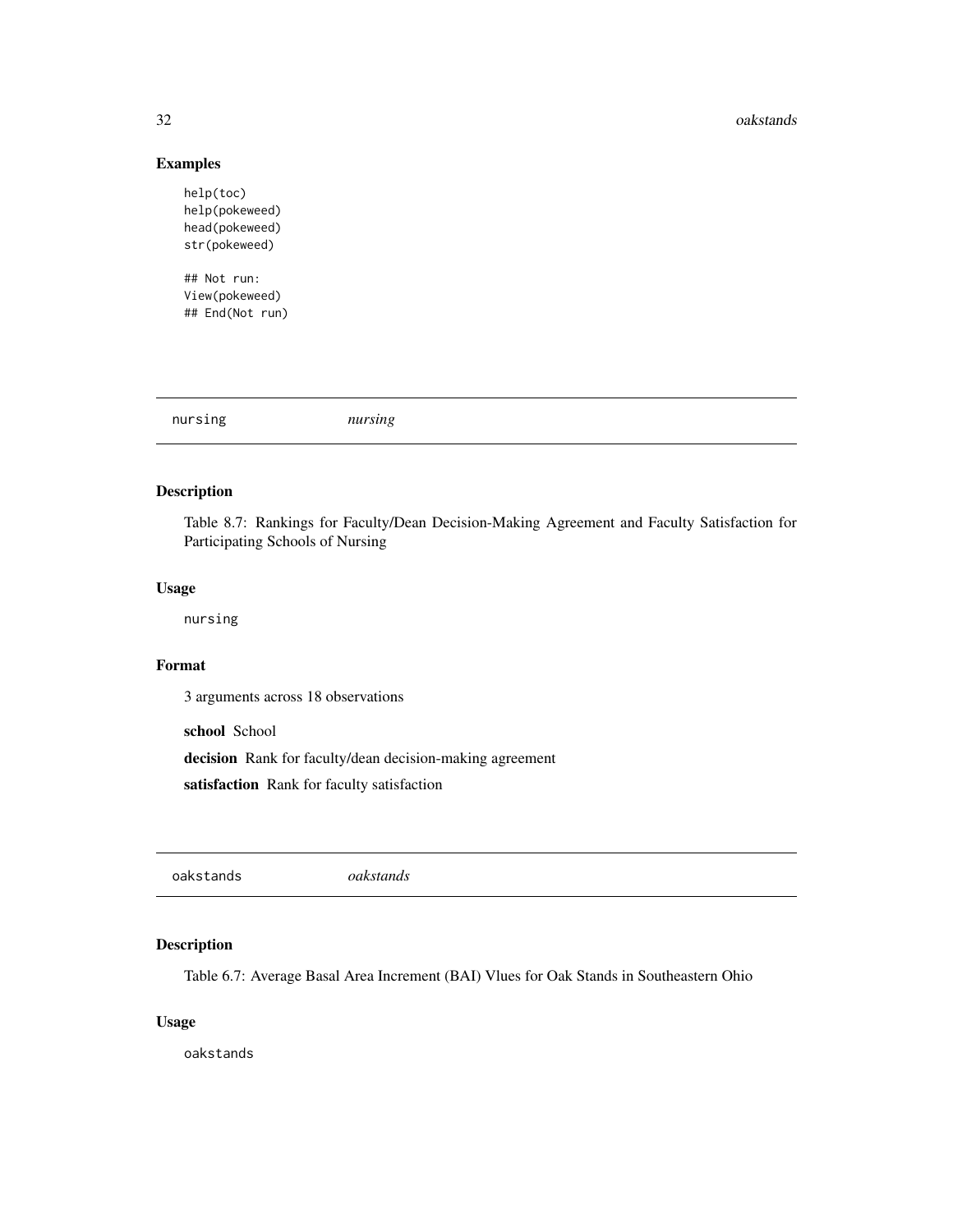## Examples

```
help(toc)
help(pokeweed)
head(pokeweed)
str(pokeweed)

## Not run:
View(pokeweed)
## End(Not run)
```

---

## nursing *nursing*

---

### Description

Table 8.7: Rankings for Faculty/Dean Decision-Making Agreement and Faculty Satisfaction for Participating Schools of Nursing

### Usage

```
nursing
```

### Format

3 arguments across 18 observations

**school** School

**decision** Rank for faculty/dean decision-making agreement

**satisfaction** Rank for faculty satisfaction

---

## oakstands *oakstands*

---

### Description

Table 6.7: Average Basal Area Increment (BAI) Vlues for Oak Stands in Southeastern Ohio

### Usage

```
oakstands
```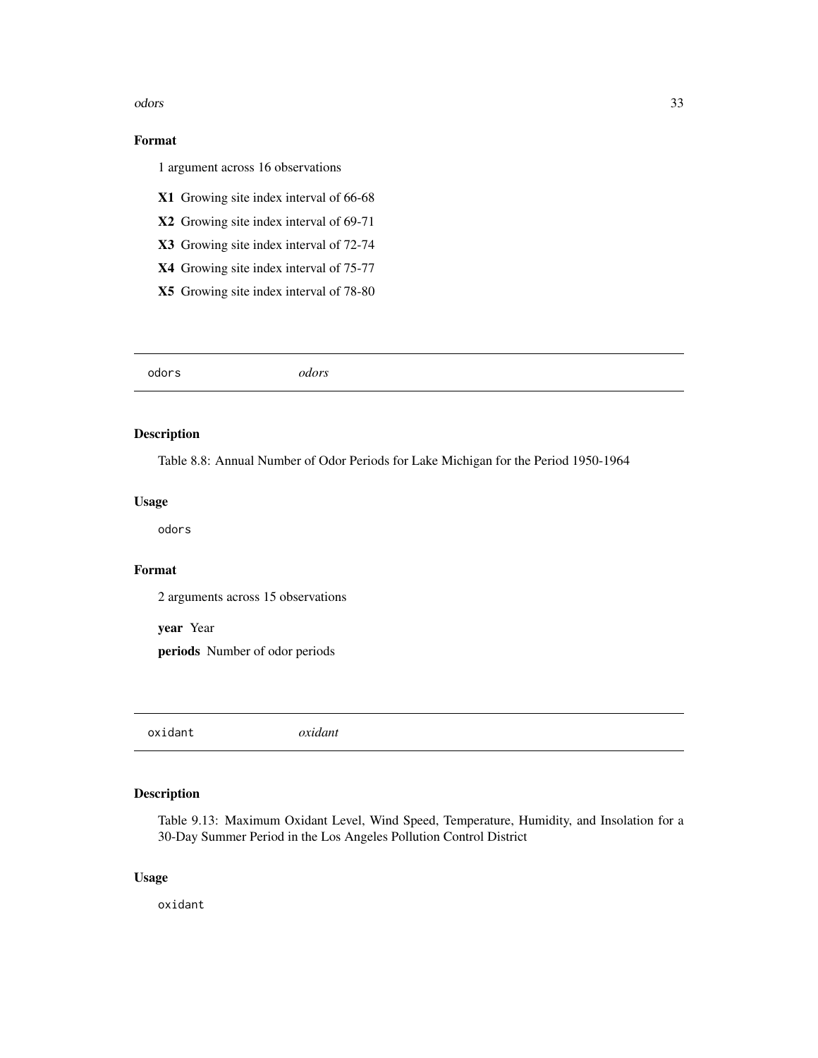### Format

1 argument across 16 observations

**X1** Growing site index interval of 66-68

**X2** Growing site index interval of 69-71

**X3** Growing site index interval of 72-74

**X4** Growing site index interval of 75-77

**X5** Growing site index interval of 78-80

---

## odors *odors*

---

### Description

Table 8.8: Annual Number of Odor Periods for Lake Michigan for the Period 1950-1964

### Usage

```
odors
```

### Format

2 arguments across 15 observations

**year** Year

**periods** Number of odor periods

---

## oxidant *oxidant*

---

### Description

Table 9.13: Maximum Oxidant Level, Wind Speed, Temperature, Humidity, and Insolation for a 30-Day Summer Period in the Los Angeles Pollution Control District

### Usage

```
oxidant
```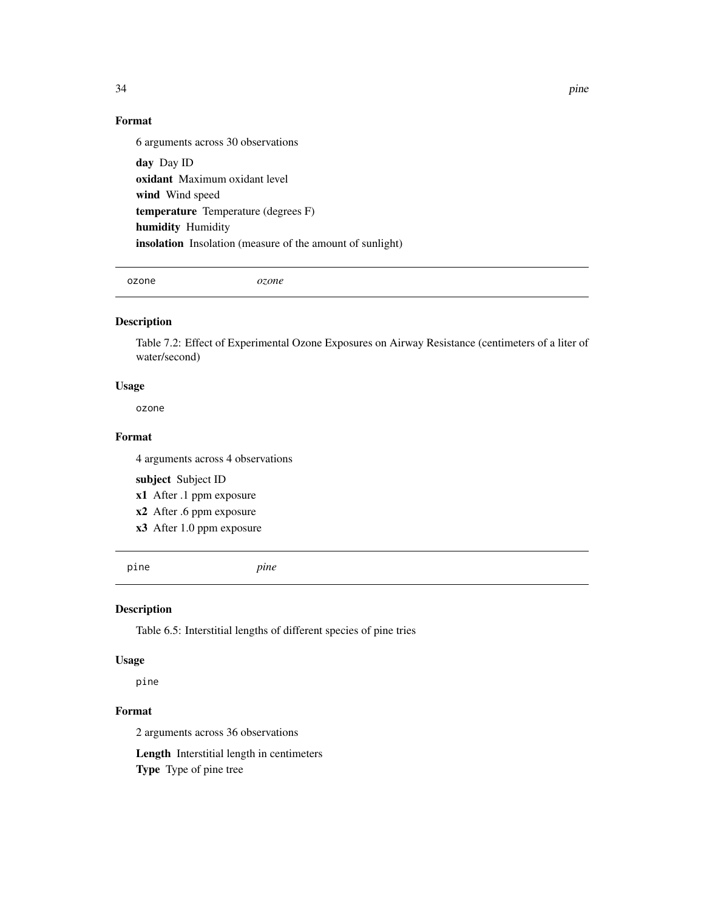### Format

6 arguments across 30 observations

**day** Day ID  
**oxidant** Maximum oxidant level  
**wind** Wind speed  
**temperature** Temperature (degrees F)  
**humidity** Humidity  
**insolation** Insolation (measure of the amount of sunlight)

---

## ozone *ozone*

---

### Description

Table 7.2: Effect of Experimental Ozone Exposures on Airway Resistance (centimeters of a liter of water/second)

### Usage

```
ozone
```

### Format

4 arguments across 4 observations

**subject** Subject ID  
**x1** After .1 ppm exposure  
**x2** After .6 ppm exposure  
**x3** After 1.0 ppm exposure

---

## pine *pine*

---

### Description

Table 6.5: Interstitial lengths of different species of pine tries

### Usage

```
pine
```

### Format

2 arguments across 36 observations

**Length** Interstitial length in centimeters  
**Type** Type of pine tree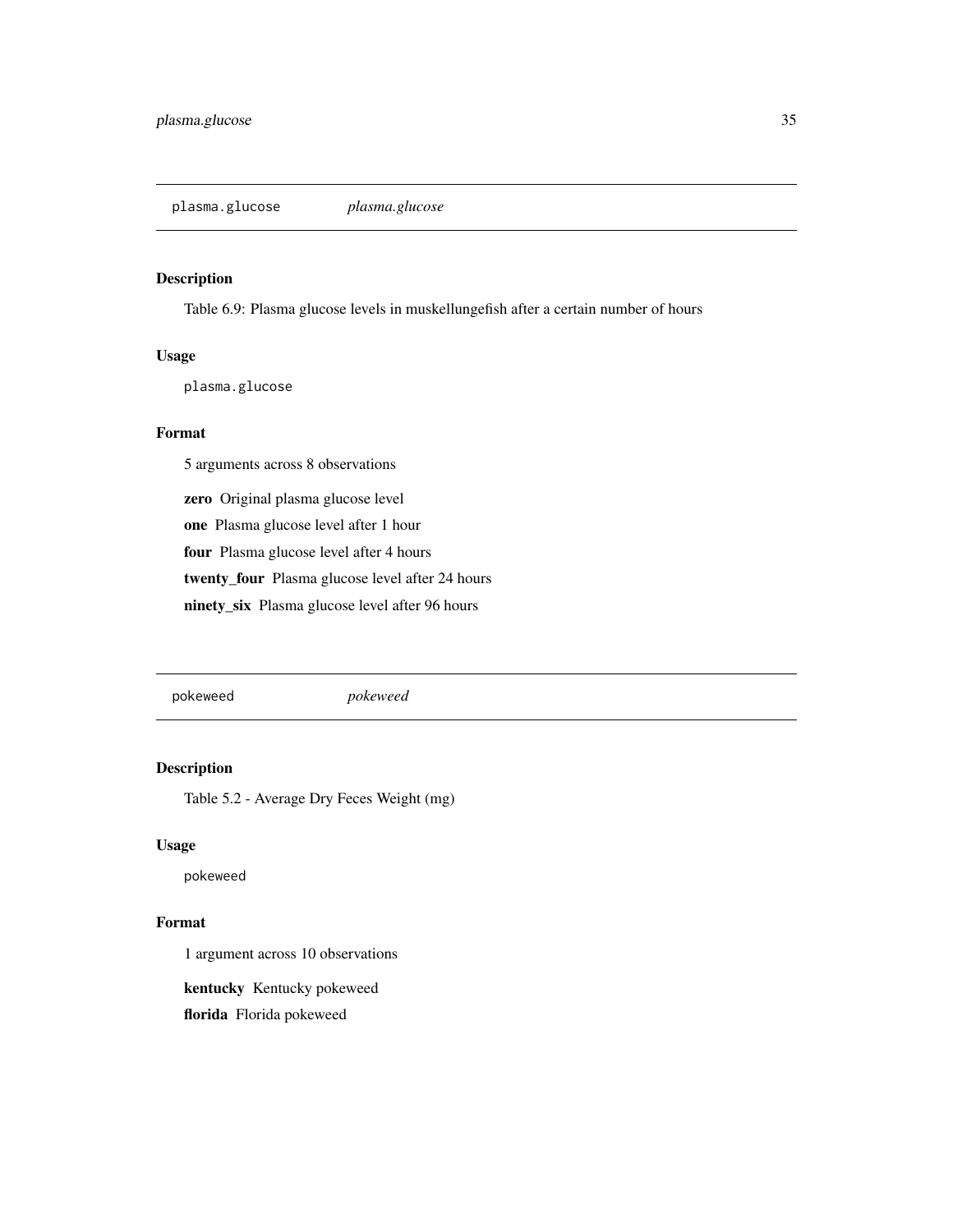## plasma.glucose *plasma.glucose*

### Description

Table 6.9: Plasma glucose levels in muskellungefish after a certain number of hours

### Usage

```
plasma.glucose
```

### Format

5 arguments across 8 observations

**zero** Original plasma glucose level

**one** Plasma glucose level after 1 hour

**four** Plasma glucose level after 4 hours

**twenty_four** Plasma glucose level after 24 hours

**ninety_six** Plasma glucose level after 96 hours

## pokeweed *pokeweed*

### Description

Table 5.2 - Average Dry Feces Weight (mg)

### Usage

```
pokeweed
```

### Format

1 argument across 10 observations

**kentucky** Kentucky pokeweed

**florida** Florida pokeweed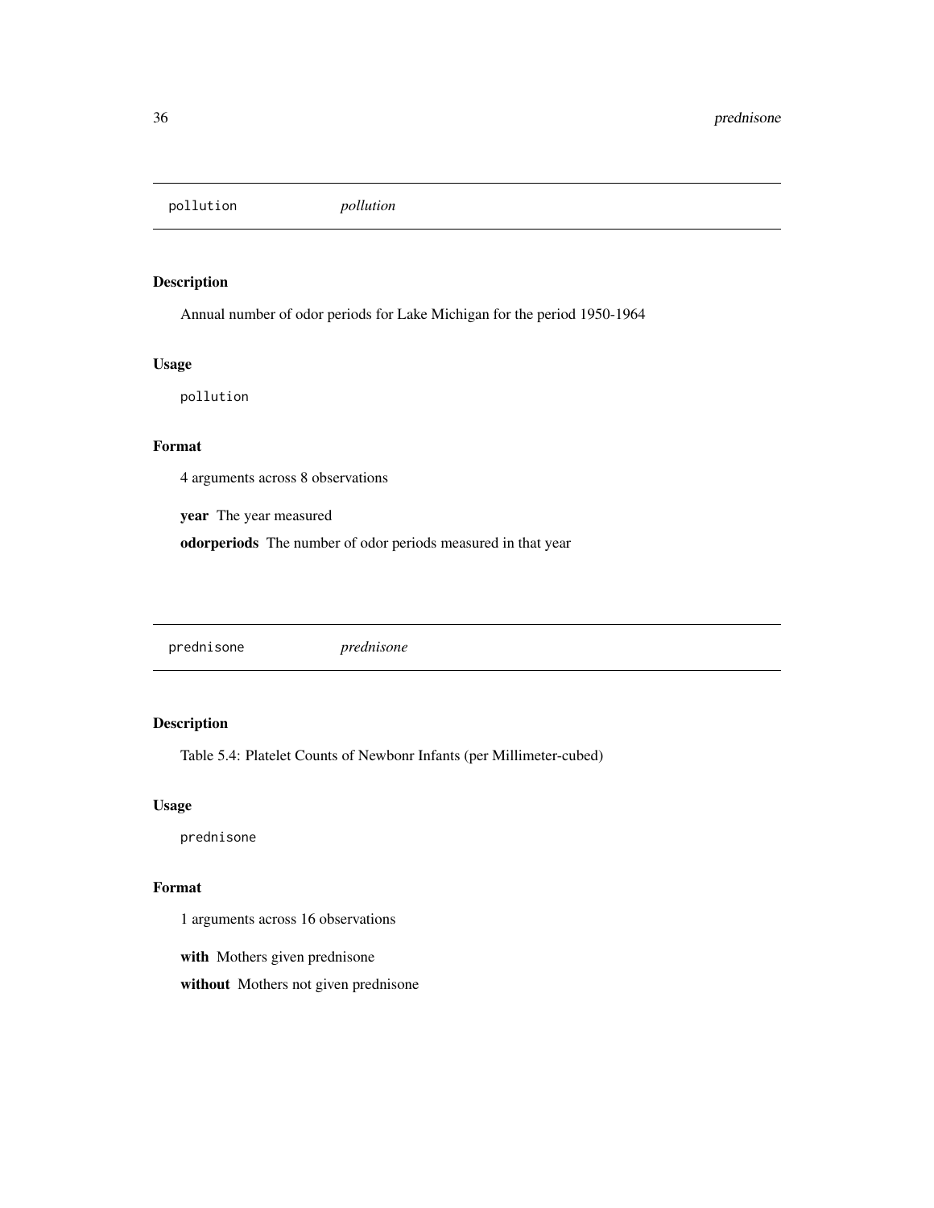## pollution *pollution*

### Description

Annual number of odor periods for Lake Michigan for the period 1950-1964

### Usage

```
pollution
```

### Format

4 arguments across 8 observations

**year** The year measured

**odorperiods** The number of odor periods measured in that year

## prednisone *prednisone*

### Description

Table 5.4: Platelet Counts of Newbonr Infants (per Millimeter-cubed)

### Usage

```
prednisone
```

### Format

1 arguments across 16 observations

**with** Mothers given prednisone

**without** Mothers not given prednisone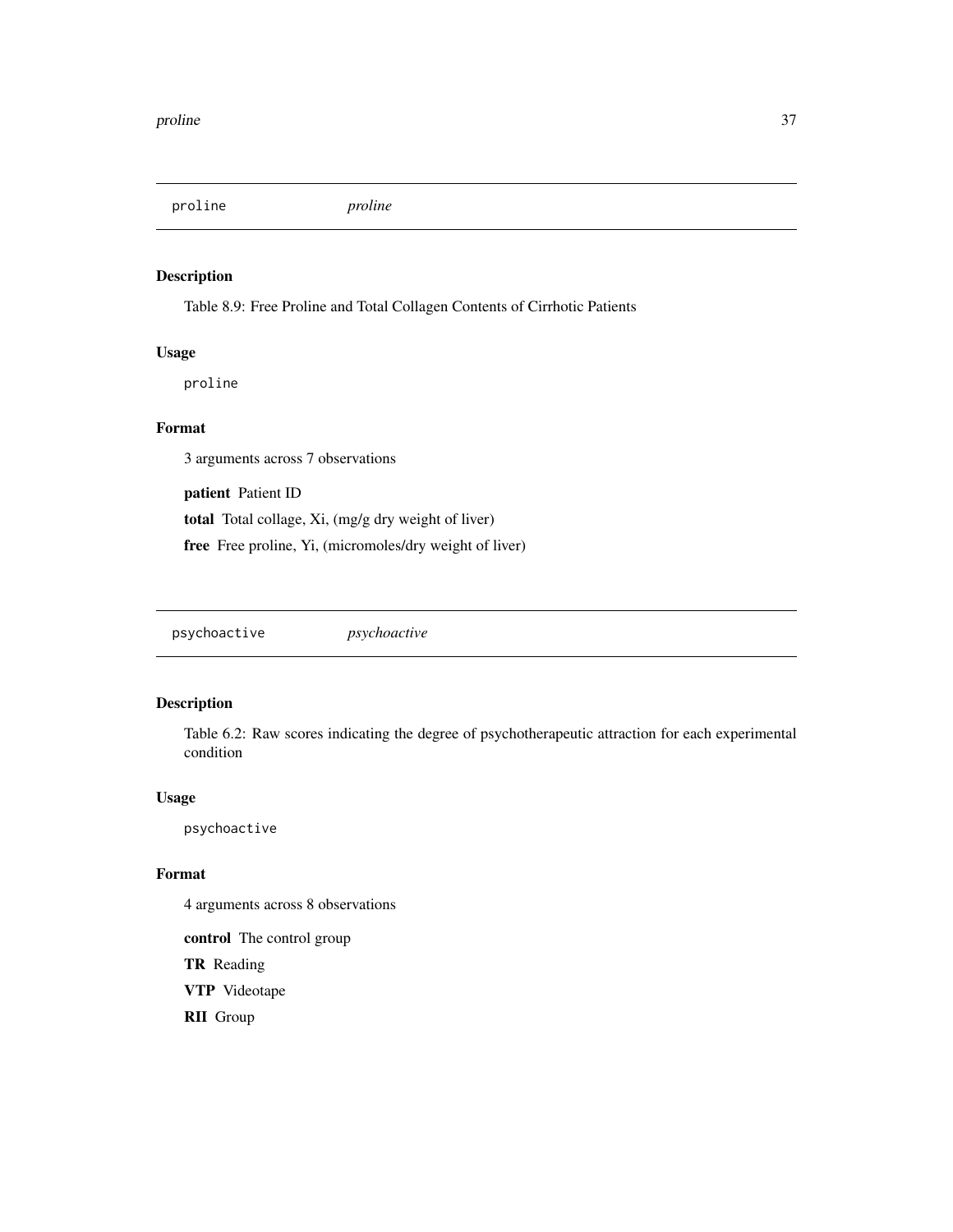## proline *proline*

### Description

Table 8.9: Free Proline and Total Collagen Contents of Cirrhotic Patients

### Usage

```
proline
```

### Format

3 arguments across 7 observations

**patient** Patient ID

**total** Total collage, Xi, (mg/g dry weight of liver)

**free** Free proline, Yi, (micromoles/dry weight of liver)

## psychoactive *psychoactive*

### Description

Table 6.2: Raw scores indicating the degree of psychotherapeutic attraction for each experimental condition

### Usage

```
psychoactive
```

### Format

4 arguments across 8 observations

**control** The control group

**TR** Reading

**VTP** Videotape

**RII** Group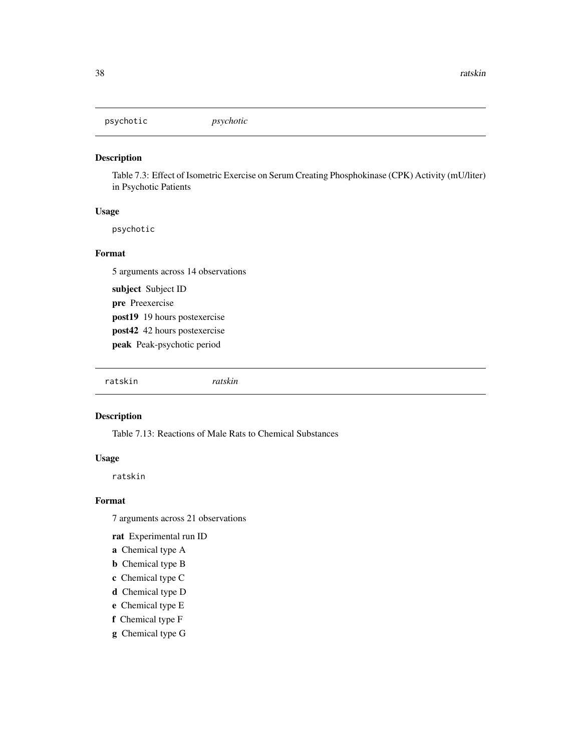## psychotic *psychotic*

### Description

Table 7.3: Effect of Isometric Exercise on Serum Creating Phosphokinase (CPK) Activity (mU/liter) in Psychotic Patients

### Usage

```
psychotic
```

### Format

5 arguments across 14 observations

**subject** Subject ID

**pre** Preexercise

**post19** 19 hours postexercise

**post42** 42 hours postexercise

**peak** Peak-psychotic period

## ratskin *ratskin*

### Description

Table 7.13: Reactions of Male Rats to Chemical Substances

### Usage

```
ratskin
```

### Format

7 arguments across 21 observations

**rat** Experimental run ID

**a** Chemical type A

**b** Chemical type B

**c** Chemical type C

**d** Chemical type D

**e** Chemical type E

**f** Chemical type F

**g** Chemical type G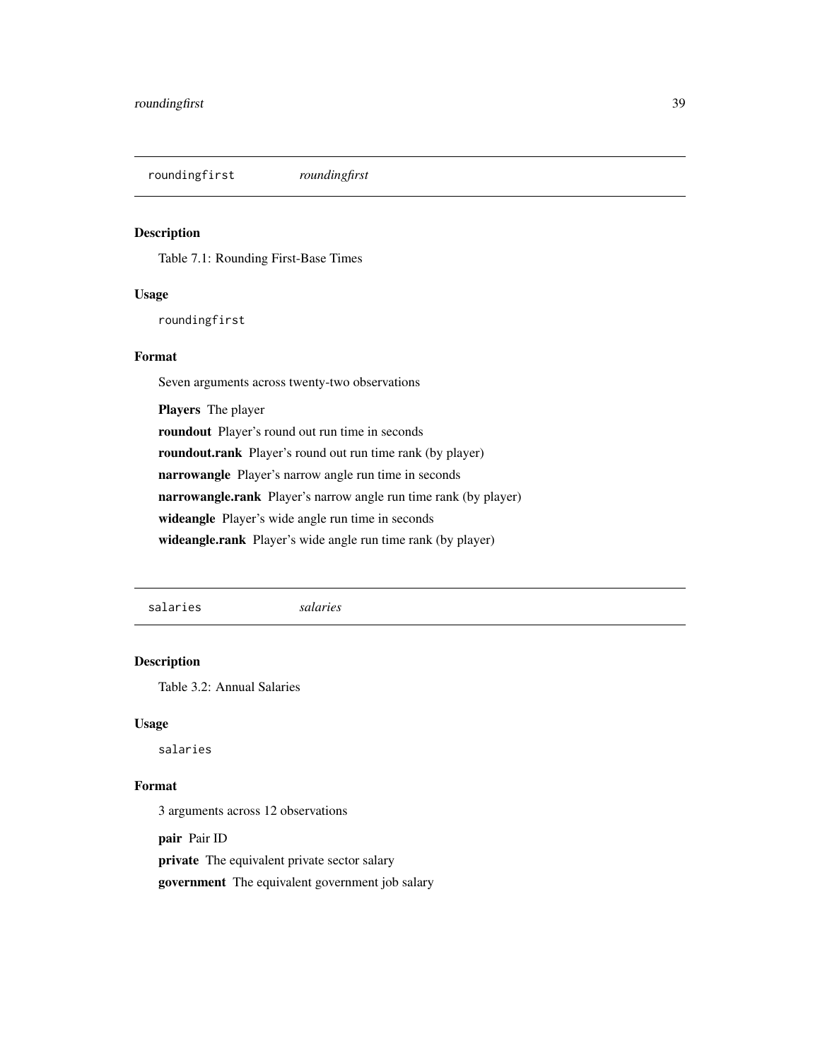## roundingfirst *roundingfirst*

### Description

Table 7.1: Rounding First-Base Times

### Usage

```
roundingfirst
```

### Format

Seven arguments across twenty-two observations

**Players** The player

**roundout** Player's round out run time in seconds

**roundout.rank** Player's round out run time rank (by player)

**narrowangle** Player's narrow angle run time in seconds

**narrowangle.rank** Player's narrow angle run time rank (by player)

**wideangle** Player's wide angle run time in seconds

**wideangle.rank** Player's wide angle run time rank (by player)

## salaries *salaries*

### Description

Table 3.2: Annual Salaries

### Usage

```
salaries
```

### Format

3 arguments across 12 observations

**pair** Pair ID

**private** The equivalent private sector salary

**government** The equivalent government job salary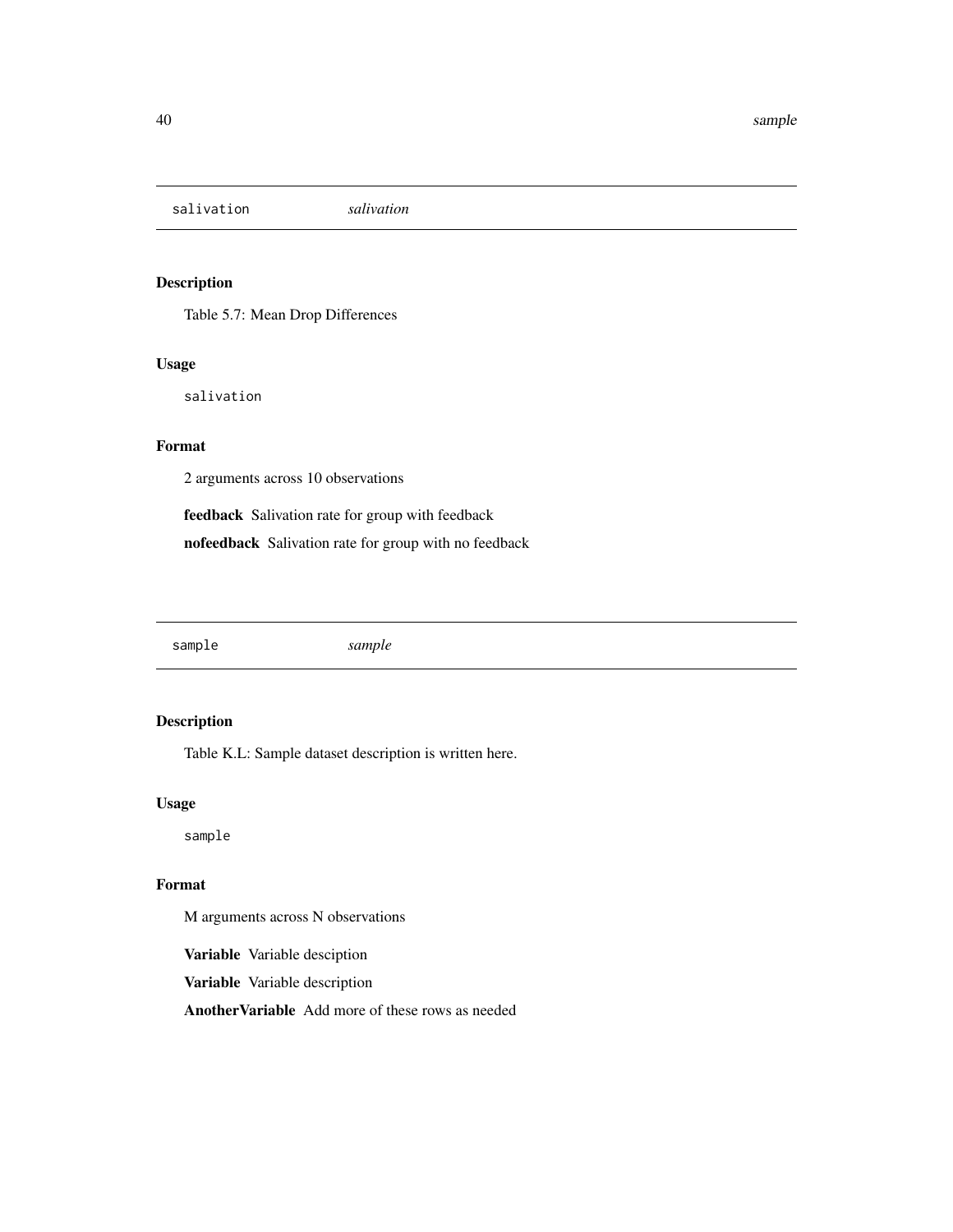## salivation *salivation*

### Description

Table 5.7: Mean Drop Differences

### Usage

```
salivation
```

### Format

2 arguments across 10 observations

**feedback** Salivation rate for group with feedback

**nofeedback** Salivation rate for group with no feedback

## sample *sample*

### Description

Table K.L: Sample dataset description is written here.

### Usage

```
sample
```

### Format

M arguments across N observations

**Variable** Variable desciption

**Variable** Variable description

**AnotherVariable** Add more of these rows as needed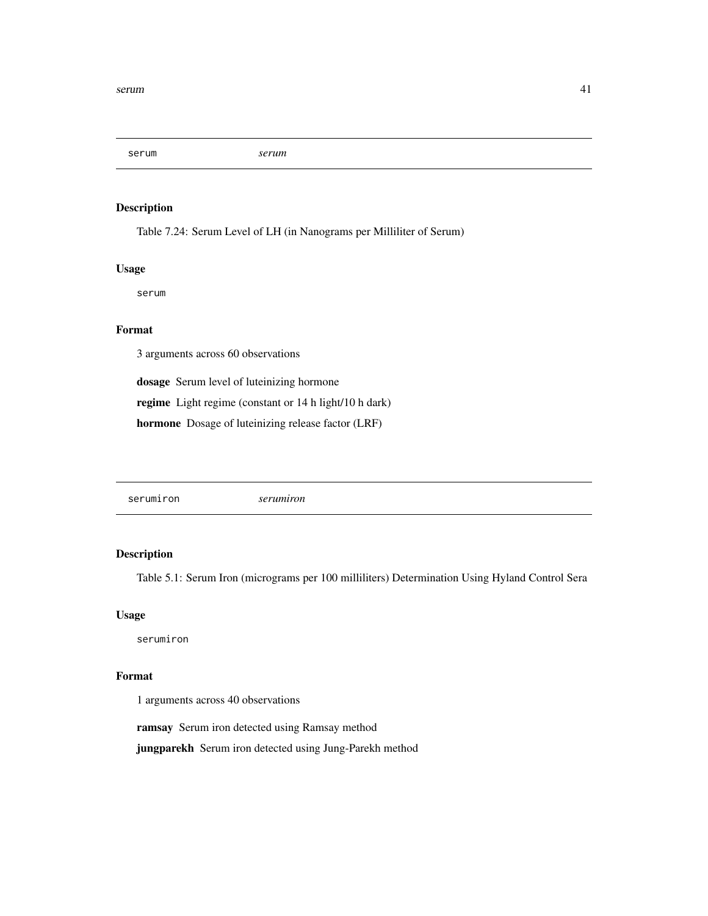## serum *serum*

### Description

Table 7.24: Serum Level of LH (in Nanograms per Milliliter of Serum)

### Usage

```
serum
```

### Format

3 arguments across 60 observations

**dosage** Serum level of luteinizing hormone

**regime** Light regime (constant or 14 h light/10 h dark)

**hormone** Dosage of luteinizing release factor (LRF)

## serumiron *serumiron*

### Description

Table 5.1: Serum Iron (micrograms per 100 milliliters) Determination Using Hyland Control Sera

### Usage

```
serumiron
```

### Format

1 arguments across 40 observations

**ramsay** Serum iron detected using Ramsay method

**jungparekh** Serum iron detected using Jung-Parekh method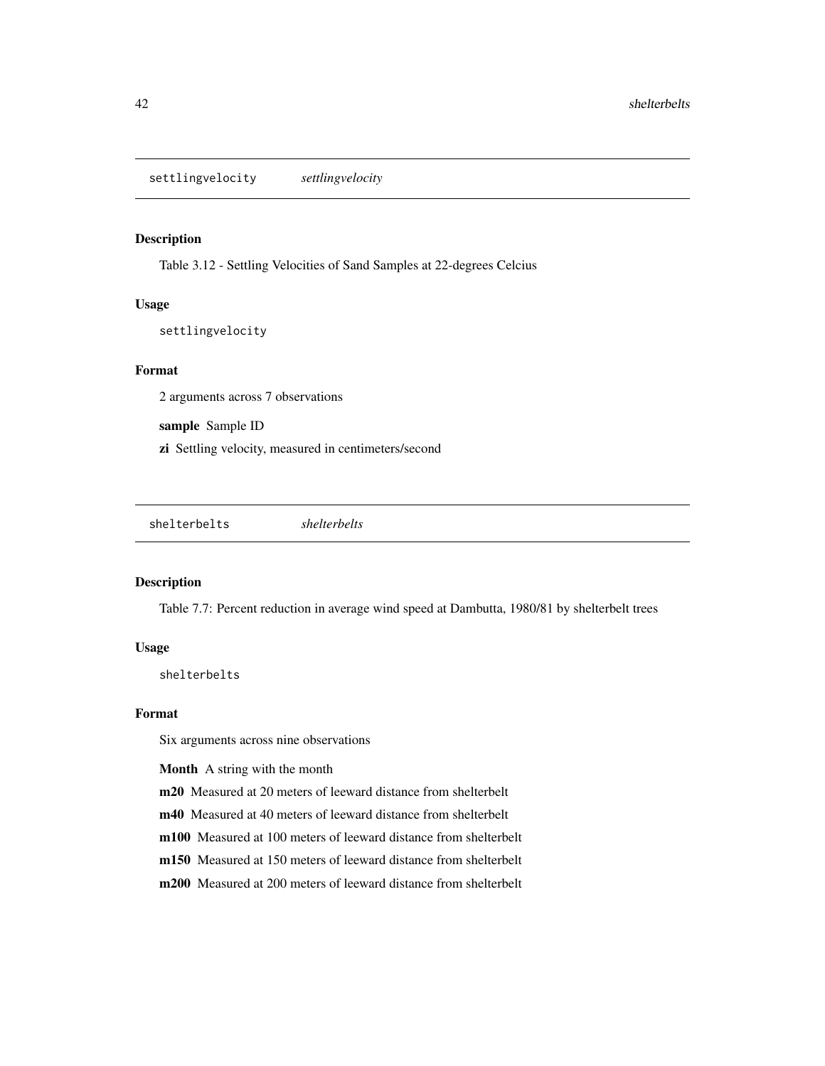## settlingvelocity *settlingvelocity*

### Description

Table 3.12 - Settling Velocities of Sand Samples at 22-degrees Celcius

### Usage

```
settlingvelocity
```

### Format

2 arguments across 7 observations

**sample** Sample ID

**zi** Settling velocity, measured in centimeters/second

## shelterbelts *shelterbelts*

### Description

Table 7.7: Percent reduction in average wind speed at Dambutta, 1980/81 by shelterbelt trees

### Usage

```
shelterbelts
```

### Format

Six arguments across nine observations

**Month** A string with the month

**m20** Measured at 20 meters of leeward distance from shelterbelt

**m40** Measured at 40 meters of leeward distance from shelterbelt

**m100** Measured at 100 meters of leeward distance from shelterbelt

**m150** Measured at 150 meters of leeward distance from shelterbelt

**m200** Measured at 200 meters of leeward distance from shelterbelt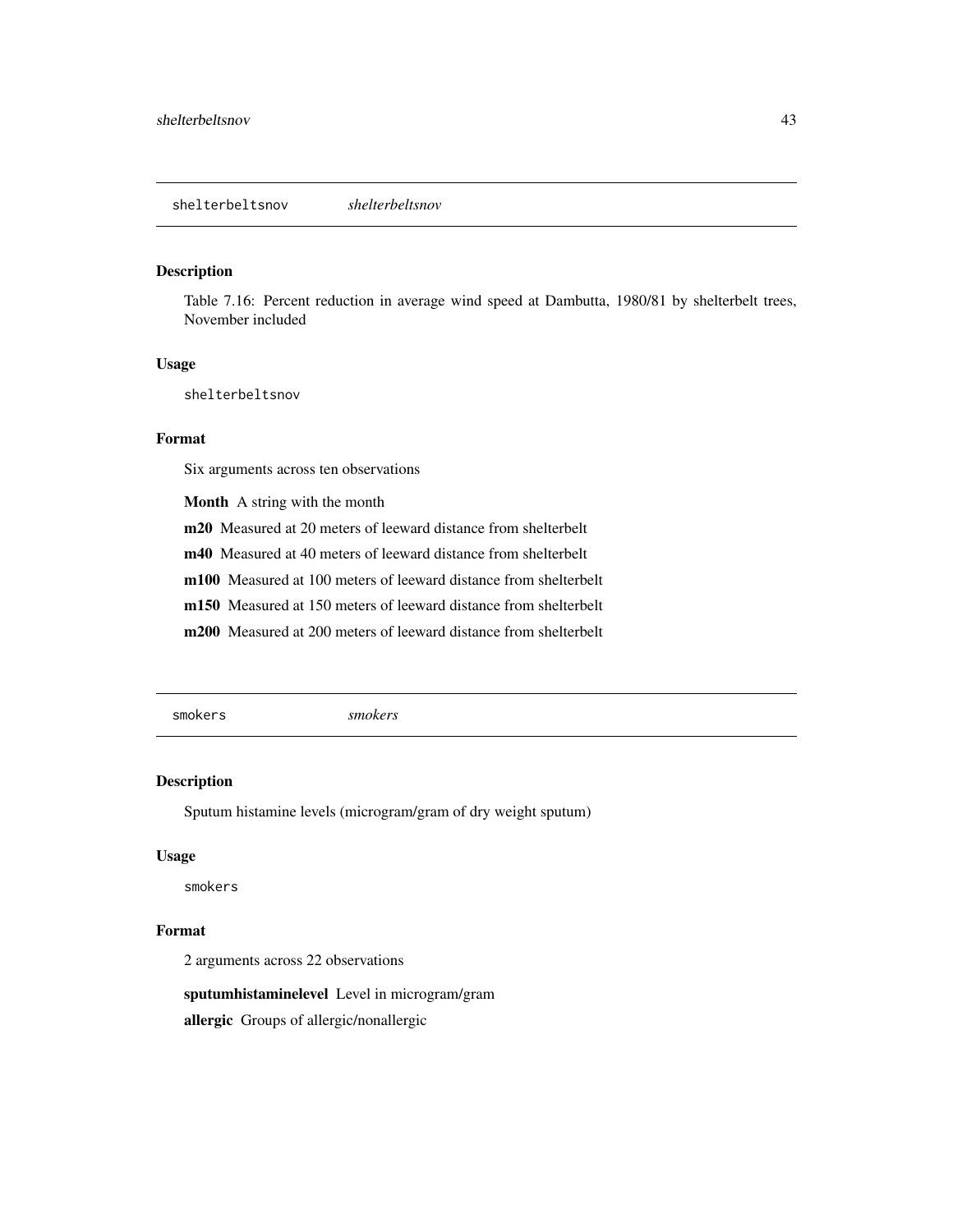## shelterbeltsnov *shelterbeltsnov*

### Description

Table 7.16: Percent reduction in average wind speed at Dambutta, 1980/81 by shelterbelt trees, November included

### Usage

```
shelterbeltsnov
```

### Format

Six arguments across ten observations

**Month** A string with the month

**m20** Measured at 20 meters of leeward distance from shelterbelt

**m40** Measured at 40 meters of leeward distance from shelterbelt

**m100** Measured at 100 meters of leeward distance from shelterbelt

**m150** Measured at 150 meters of leeward distance from shelterbelt

**m200** Measured at 200 meters of leeward distance from shelterbelt

## smokers *smokers*

### Description

Sputum histamine levels (microgram/gram of dry weight sputum)

### Usage

```
smokers
```

### Format

2 arguments across 22 observations

**sputumhistaminelevel** Level in microgram/gram

**allergic** Groups of allergic/nonallergic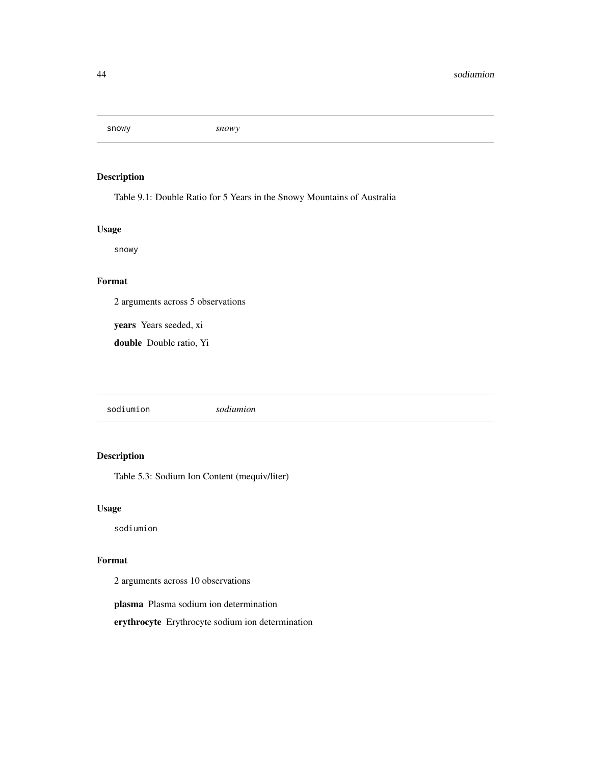## snowy *snowy*

### Description

Table 9.1: Double Ratio for 5 Years in the Snowy Mountains of Australia

### Usage

```
snowy
```

### Format

2 arguments across 5 observations

**years** Years seeded, xi

**double** Double ratio, Yi

## sodiumion *sodiumion*

### Description

Table 5.3: Sodium Ion Content (mequiv/liter)

### Usage

```
sodiumion
```

### Format

2 arguments across 10 observations

**plasma** Plasma sodium ion determination

**erythrocyte** Erythrocyte sodium ion determination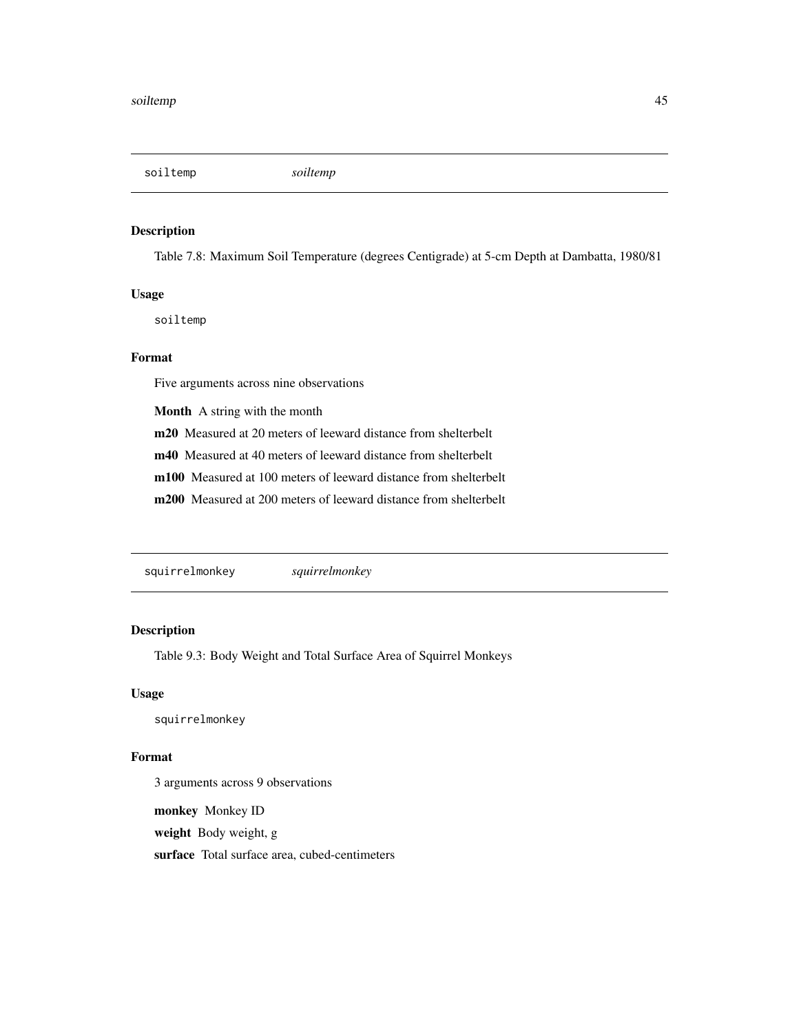## soiltemp *soiltemp*

### Description

Table 7.8: Maximum Soil Temperature (degrees Centigrade) at 5-cm Depth at Dambatta, 1980/81

### Usage

```
soiltemp
```

### Format

Five arguments across nine observations

**Month** A string with the month

**m20** Measured at 20 meters of leeward distance from shelterbelt

**m40** Measured at 40 meters of leeward distance from shelterbelt

**m100** Measured at 100 meters of leeward distance from shelterbelt

**m200** Measured at 200 meters of leeward distance from shelterbelt

## squirrelmonkey *squirrelmonkey*

### Description

Table 9.3: Body Weight and Total Surface Area of Squirrel Monkeys

### Usage

```
squirrelmonkey
```

### Format

3 arguments across 9 observations

**monkey** Monkey ID

**weight** Body weight, g

**surface** Total surface area, cubed-centimeters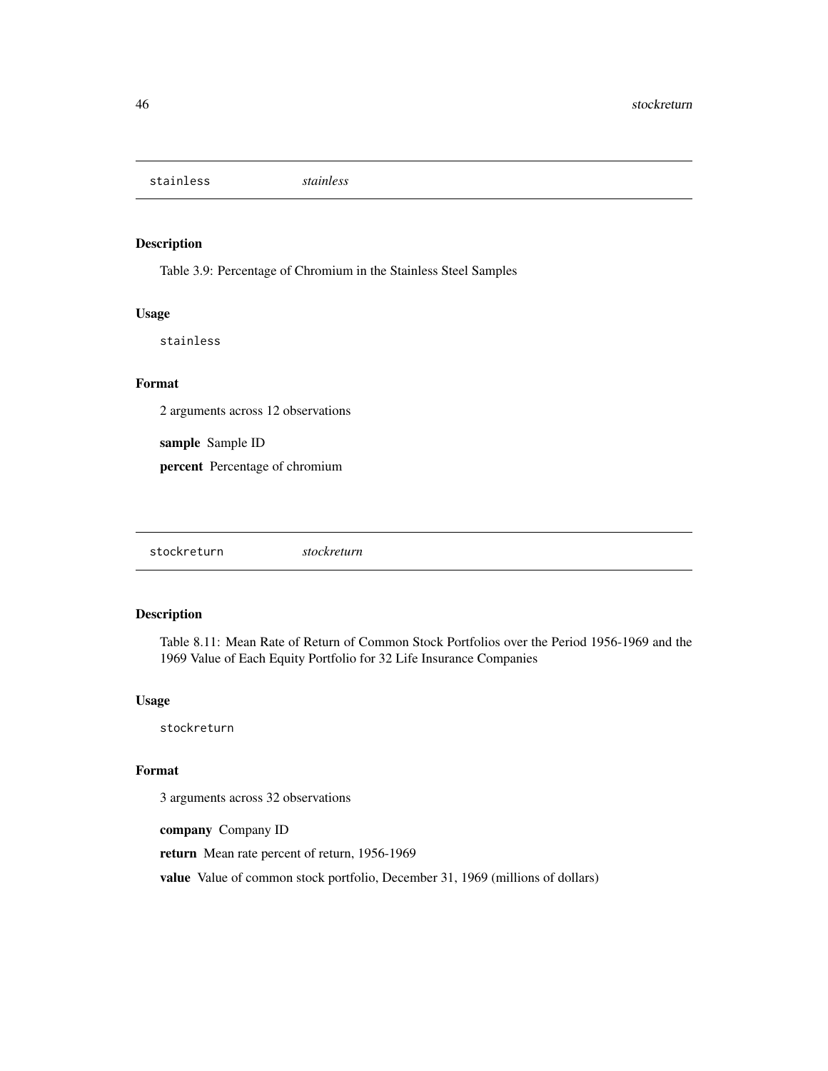## stainless *stainless*

### Description

Table 3.9: Percentage of Chromium in the Stainless Steel Samples

### Usage

```
stainless
```

### Format

2 arguments across 12 observations

**sample** Sample ID

**percent** Percentage of chromium

## stockreturn *stockreturn*

### Description

Table 8.11: Mean Rate of Return of Common Stock Portfolios over the Period 1956-1969 and the 1969 Value of Each Equity Portfolio for 32 Life Insurance Companies

### Usage

```
stockreturn
```

### Format

3 arguments across 32 observations

**company** Company ID

**return** Mean rate percent of return, 1956-1969

**value** Value of common stock portfolio, December 31, 1969 (millions of dollars)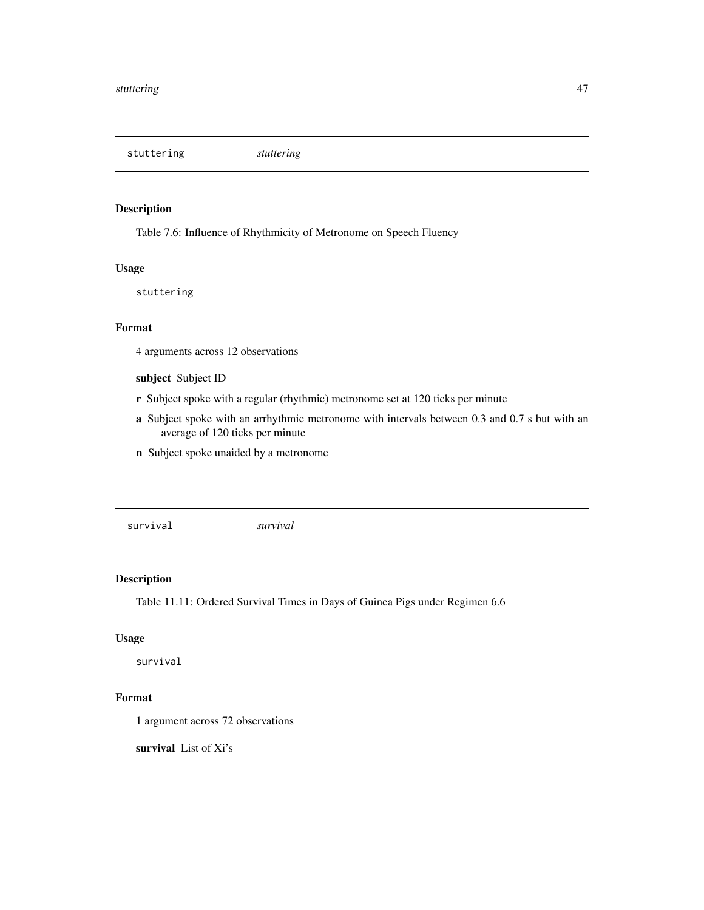## stuttering *stuttering*

### Description

Table 7.6: Influence of Rhythmicity of Metronome on Speech Fluency

### Usage

```
stuttering
```

### Format

4 arguments across 12 observations

**subject** Subject ID

**r** Subject spoke with a regular (rhythmic) metronome set at 120 ticks per minute

**a** Subject spoke with an arrhythmic metronome with intervals between 0.3 and 0.7 s but with an average of 120 ticks per minute

**n** Subject spoke unaided by a metronome

## survival *survival*

### Description

Table 11.11: Ordered Survival Times in Days of Guinea Pigs under Regimen 6.6

### Usage

```
survival
```

### Format

1 argument across 72 observations

**survival** List of Xi's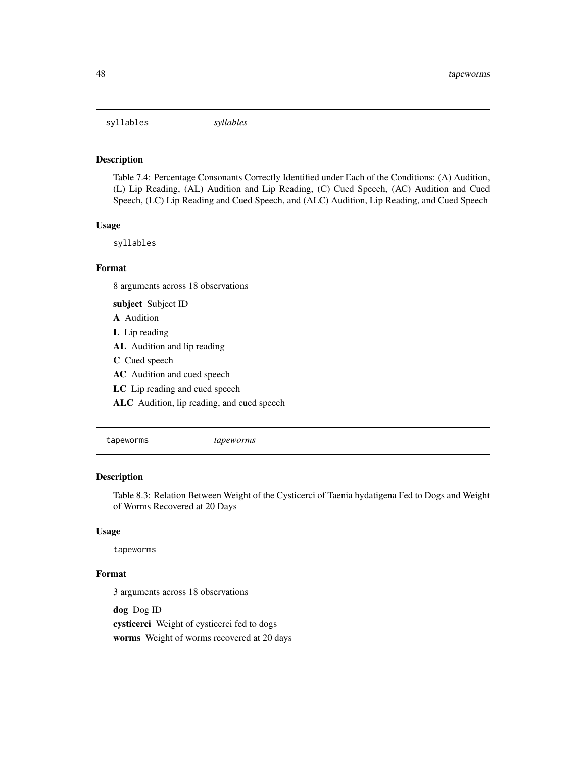## syllables *syllables*

### Description

Table 7.4: Percentage Consonants Correctly Identified under Each of the Conditions: (A) Audition, (L) Lip Reading, (AL) Audition and Lip Reading, (C) Cued Speech, (AC) Audition and Cued Speech, (LC) Lip Reading and Cued Speech, and (ALC) Audition, Lip Reading, and Cued Speech

### Usage

```
syllables
```

### Format

8 arguments across 18 observations

**subject** Subject ID

**A** Audition

**L** Lip reading

**AL** Audition and lip reading

**C** Cued speech

**AC** Audition and cued speech

**LC** Lip reading and cued speech

**ALC** Audition, lip reading, and cued speech

## tapeworms *tapeworms*

### Description

Table 8.3: Relation Between Weight of the Cysticerci of Taenia hydatigena Fed to Dogs and Weight of Worms Recovered at 20 Days

### Usage

```
tapeworms
```

### Format

3 arguments across 18 observations

**dog** Dog ID

**cysticerci** Weight of cysticerci fed to dogs

**worms** Weight of worms recovered at 20 days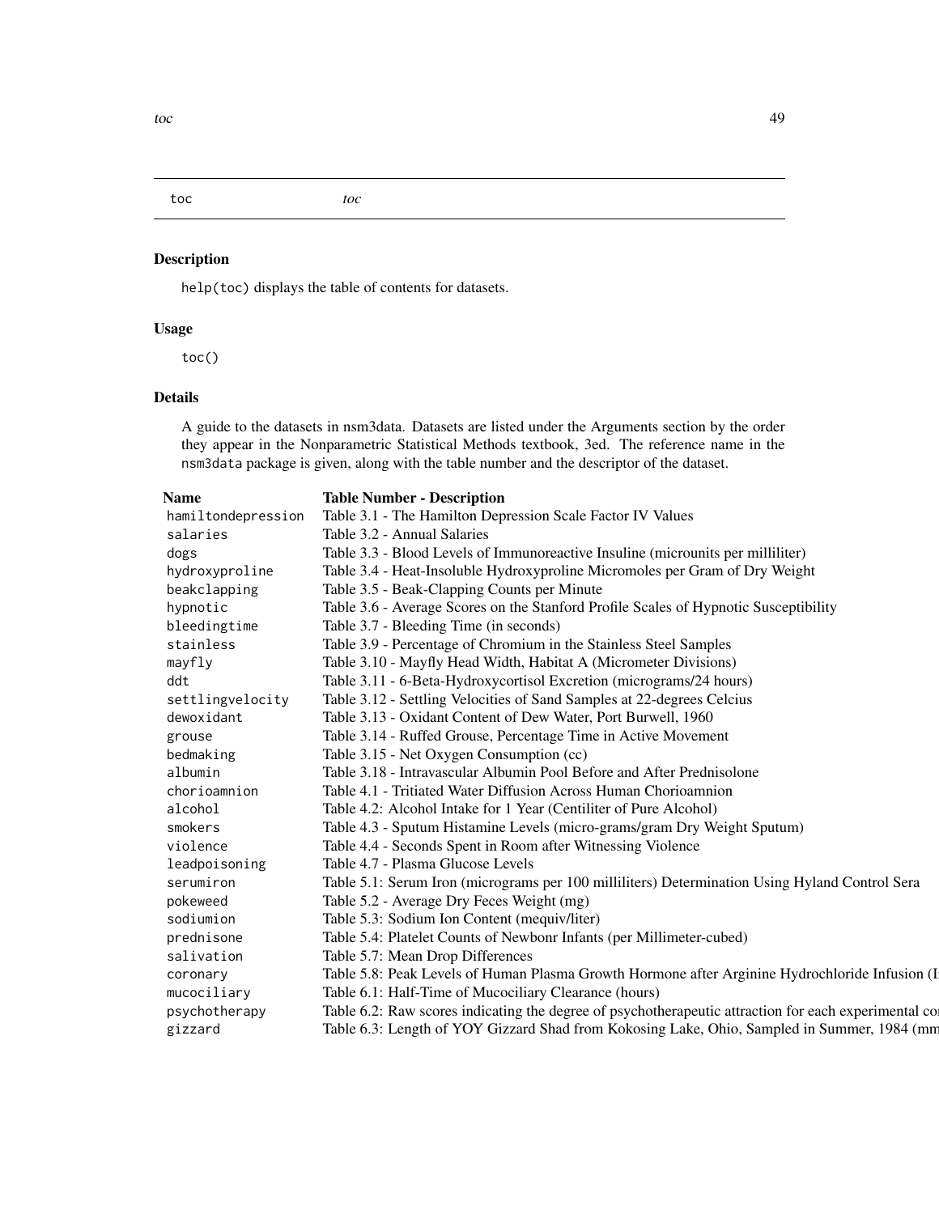toc *toc*

## Description

help(toc) displays the table of contents for datasets.

## Usage

```
toc()
```

## Details

A guide to the datasets in nsm3data. Datasets are listed under the Arguments section by the order they appear in the Nonparametric Statistical Methods textbook, 3ed. The reference name in the nsm3data package is given, along with the table number and the descriptor of the dataset.

| **Name** | **Table Number - Description** |
|---|---|
| hamiltondepression | Table 3.1 - The Hamilton Depression Scale Factor IV Values |
| salaries | Table 3.2 - Annual Salaries |
| dogs | Table 3.3 - Blood Levels of Immunoreactive Insuline (microunits per milliliter) |
| hydroxyproline | Table 3.4 - Heat-Insoluble Hydroxyproline Micromoles per Gram of Dry Weight |
| beakclapping | Table 3.5 - Beak-Clapping Counts per Minute |
| hypnotic | Table 3.6 - Average Scores on the Stanford Profile Scales of Hypnotic Susceptibility |
| bleedingtime | Table 3.7 - Bleeding Time (in seconds) |
| stainless | Table 3.9 - Percentage of Chromium in the Stainless Steel Samples |
| mayfly | Table 3.10 - Mayfly Head Width, Habitat A (Micrometer Divisions) |
| ddt | Table 3.11 - 6-Beta-Hydroxycortisol Excretion (micrograms/24 hours) |
| settlingvelocity | Table 3.12 - Settling Velocities of Sand Samples at 22-degrees Celcius |
| dewoxidant | Table 3.13 - Oxidant Content of Dew Water, Port Burwell, 1960 |
| grouse | Table 3.14 - Ruffed Grouse, Percentage Time in Active Movement |
| bedmaking | Table 3.15 - Net Oxygen Consumption (cc) |
| albumin | Table 3.18 - Intravascular Albumin Pool Before and After Prednisolone |
| chorioamnion | Table 4.1 - Tritiated Water Diffusion Across Human Chorioamnion |
| alcohol | Table 4.2: Alcohol Intake for 1 Year (Centiliter of Pure Alcohol) |
| smokers | Table 4.3 - Sputum Histamine Levels (micro-grams/gram Dry Weight Sputum) |
| violence | Table 4.4 - Seconds Spent in Room after Witnessing Violence |
| leadpoisoning | Table 4.7 - Plasma Glucose Levels |
| serumiron | Table 5.1: Serum Iron (micrograms per 100 milliliters) Determination Using Hyland Control Sera |
| pokeweed | Table 5.2 - Average Dry Feces Weight (mg) |
| sodiumion | Table 5.3: Sodium Ion Content (mequiv/liter) |
| prednisone | Table 5.4: Platelet Counts of Newbonr Infants (per Millimeter-cubed) |
| salivation | Table 5.7: Mean Drop Differences |
| coronary | Table 5.8: Peak Levels of Human Plasma Growth Hormone after Arginine Hydrochloride Infusion (I |
| mucociliary | Table 6.1: Half-Time of Mucociliary Clearance (hours) |
| psychotherapy | Table 6.2: Raw scores indicating the degree of psychotherapeutic attraction for each experimental co |
| gizzard | Table 6.3: Length of YOY Gizzard Shad from Kokosing Lake, Ohio, Sampled in Summer, 1984 (mm |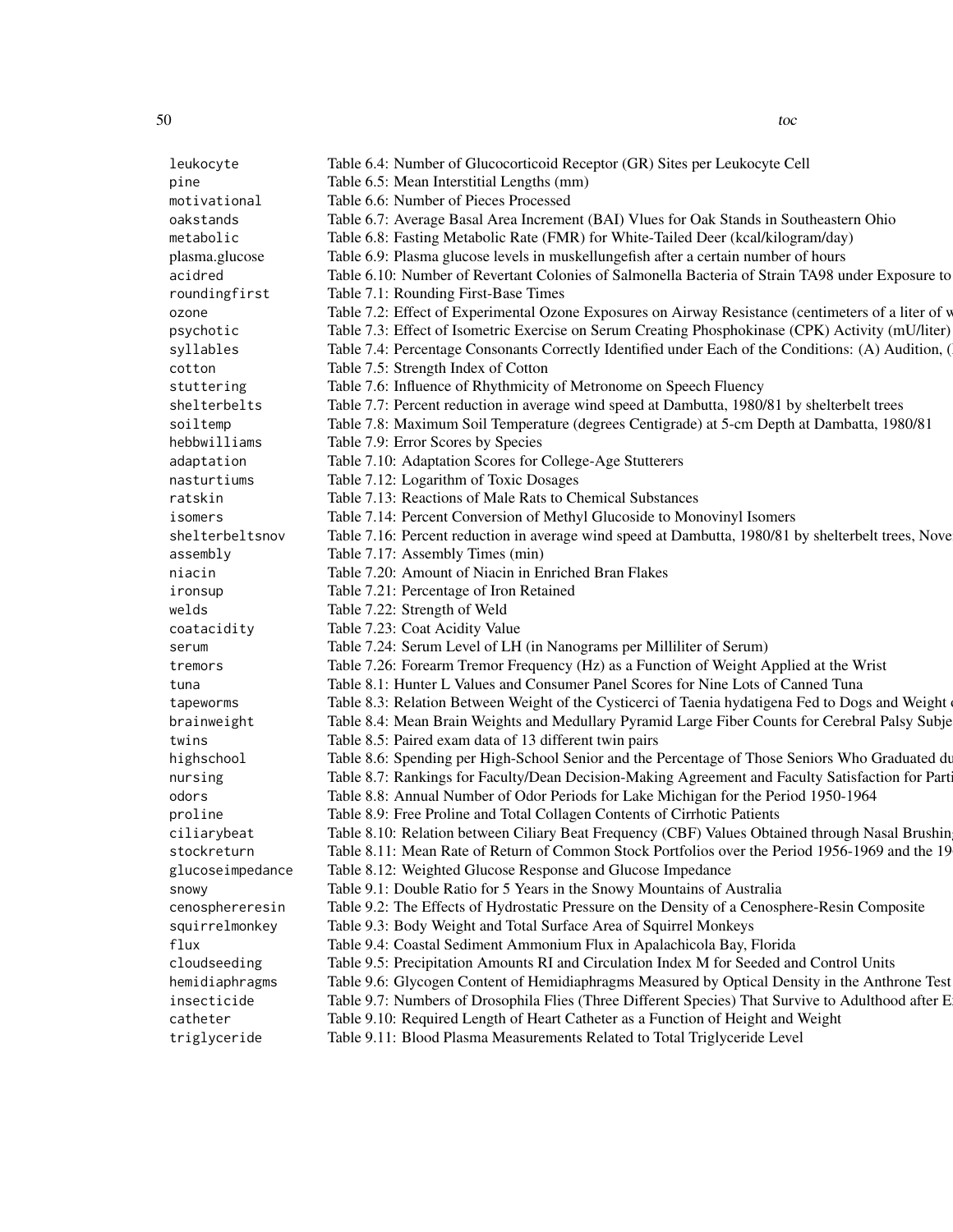| | |
|---|---|
| leukocyte | Table 6.4: Number of Glucocorticoid Receptor (GR) Sites per Leukocyte Cell |
| pine | Table 6.5: Mean Interstitial Lengths (mm) |
| motivational | Table 6.6: Number of Pieces Processed |
| oakstands | Table 6.7: Average Basal Area Increment (BAI) Vlues for Oak Stands in Southeastern Ohio |
| metabolic | Table 6.8: Fasting Metabolic Rate (FMR) for White-Tailed Deer (kcal/kilogram/day) |
| plasma.glucose | Table 6.9: Plasma glucose levels in muskellungefish after a certain number of hours |
| acidred | Table 6.10: Number of Revertant Colonies of Salmonella Bacteria of Strain TA98 under Exposure to |
| roundingfirst | Table 7.1: Rounding First-Base Times |
| ozone | Table 7.2: Effect of Experimental Ozone Exposures on Airway Resistance (centimeters of a liter of w |
| psychotic | Table 7.3: Effect of Isometric Exercise on Serum Creating Phosphokinase (CPK) Activity (mU/liter) |
| syllables | Table 7.4: Percentage Consonants Correctly Identified under Each of the Conditions: (A) Audition, ( |
| cotton | Table 7.5: Strength Index of Cotton |
| stuttering | Table 7.6: Influence of Rhythmicity of Metronome on Speech Fluency |
| shelterbelts | Table 7.7: Percent reduction in average wind speed at Dambutta, 1980/81 by shelterbelt trees |
| soiltemp | Table 7.8: Maximum Soil Temperature (degrees Centigrade) at 5-cm Depth at Dambatta, 1980/81 |
| hebbwilliams | Table 7.9: Error Scores by Species |
| adaptation | Table 7.10: Adaptation Scores for College-Age Stutterers |
| nasturtiums | Table 7.12: Logarithm of Toxic Dosages |
| ratskin | Table 7.13: Reactions of Male Rats to Chemical Substances |
| isomers | Table 7.14: Percent Conversion of Methyl Glucoside to Monovinyl Isomers |
| shelterbeltsnov | Table 7.16: Percent reduction in average wind speed at Dambutta, 1980/81 by shelterbelt trees, Nove |
| assembly | Table 7.17: Assembly Times (min) |
| niacin | Table 7.20: Amount of Niacin in Enriched Bran Flakes |
| ironsup | Table 7.21: Percentage of Iron Retained |
| welds | Table 7.22: Strength of Weld |
| coatacidity | Table 7.23: Coat Acidity Value |
| serum | Table 7.24: Serum Level of LH (in Nanograms per Milliliter of Serum) |
| tremors | Table 7.26: Forearm Tremor Frequency (Hz) as a Function of Weight Applied at the Wrist |
| tuna | Table 8.1: Hunter L Values and Consumer Panel Scores for Nine Lots of Canned Tuna |
| tapeworms | Table 8.3: Relation Between Weight of the Cysticerci of Taenia hydatigena Fed to Dogs and Weight o |
| brainweight | Table 8.4: Mean Brain Weights and Medullary Pyramid Large Fiber Counts for Cerebral Palsy Subje |
| twins | Table 8.5: Paired exam data of 13 different twin pairs |
| highschool | Table 8.6: Spending per High-School Senior and the Percentage of Those Seniors Who Graduated du |
| nursing | Table 8.7: Rankings for Faculty/Dean Decision-Making Agreement and Faculty Satisfaction for Parti |
| odors | Table 8.8: Annual Number of Odor Periods for Lake Michigan for the Period 1950-1964 |
| proline | Table 8.9: Free Proline and Total Collagen Contents of Cirrhotic Patients |
| ciliarybeat | Table 8.10: Relation between Ciliary Beat Frequency (CBF) Values Obtained through Nasal Brushin |
| stockreturn | Table 8.11: Mean Rate of Return of Common Stock Portfolios over the Period 1956-1969 and the 19 |
| glucoseimpedance | Table 8.12: Weighted Glucose Response and Glucose Impedance |
| snowy | Table 9.1: Double Ratio for 5 Years in the Snowy Mountains of Australia |
| cenosphereresin | Table 9.2: The Effects of Hydrostatic Pressure on the Density of a Cenosphere-Resin Composite |
| squirrelmonkey | Table 9.3: Body Weight and Total Surface Area of Squirrel Monkeys |
| flux | Table 9.4: Coastal Sediment Ammonium Flux in Apalachicola Bay, Florida |
| cloudseeding | Table 9.5: Precipitation Amounts RI and Circulation Index M for Seeded and Control Units |
| hemidiaphragms | Table 9.6: Glycogen Content of Hemidiaphragms Measured by Optical Density in the Anthrone Test |
| insecticide | Table 9.7: Numbers of Drosophila Flies (Three Different Species) That Survive to Adulthood after E |
| catheter | Table 9.10: Required Length of Heart Catheter as a Function of Height and Weight |
| triglyceride | Table 9.11: Blood Plasma Measurements Related to Total Triglyceride Level |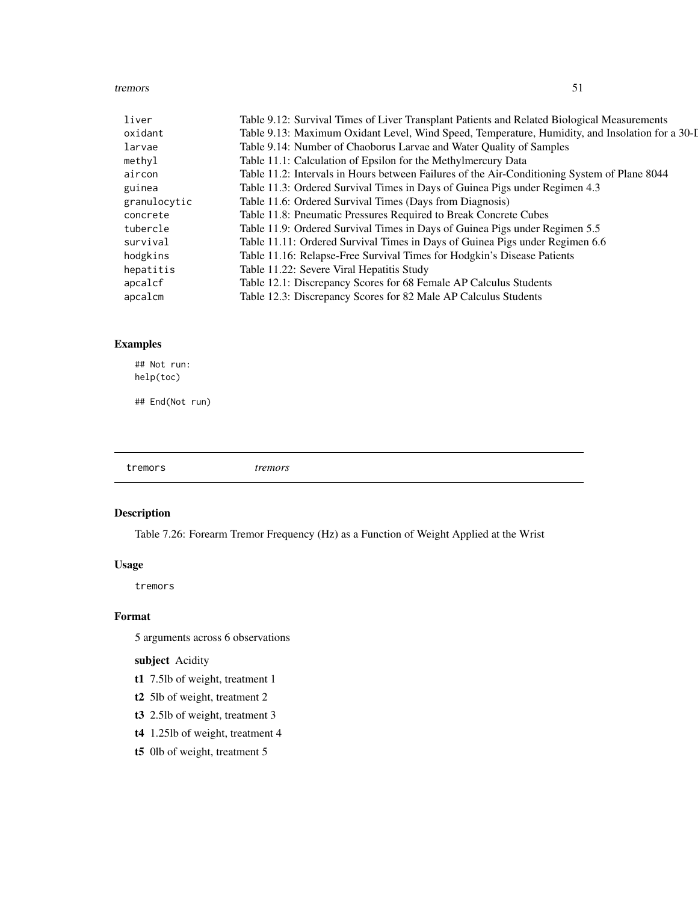| | |
|---|---|
| liver | Table 9.12: Survival Times of Liver Transplant Patients and Related Biological Measurements |
| oxidant | Table 9.13: Maximum Oxidant Level, Wind Speed, Temperature, Humidity, and Insolation for a 30-I |
| larvae | Table 9.14: Number of Chaoborus Larvae and Water Quality of Samples |
| methyl | Table 11.1: Calculation of Epsilon for the Methylmercury Data |
| aircon | Table 11.2: Intervals in Hours between Failures of the Air-Conditioning System of Plane 8044 |
| guinea | Table 11.3: Ordered Survival Times in Days of Guinea Pigs under Regimen 4.3 |
| granulocytic | Table 11.6: Ordered Survival Times (Days from Diagnosis) |
| concrete | Table 11.8: Pneumatic Pressures Required to Break Concrete Cubes |
| tubercle | Table 11.9: Ordered Survival Times in Days of Guinea Pigs under Regimen 5.5 |
| survival | Table 11.11: Ordered Survival Times in Days of Guinea Pigs under Regimen 6.6 |
| hodgkins | Table 11.16: Relapse-Free Survival Times for Hodgkin's Disease Patients |
| hepatitis | Table 11.22: Severe Viral Hepatitis Study |
| apcalcf | Table 12.1: Discrepancy Scores for 68 Female AP Calculus Students |
| apcalcm | Table 12.3: Discrepancy Scores for 82 Male AP Calculus Students |

### Examples

```
## Not run:
help(toc)

## End(Not run)
```

---

## tremors *tremors*

### Description

Table 7.26: Forearm Tremor Frequency (Hz) as a Function of Weight Applied at the Wrist

### Usage

```
tremors
```

### Format

5 arguments across 6 observations

**subject** Acidity

**t1** 7.5lb of weight, treatment 1

**t2** 5lb of weight, treatment 2

**t3** 2.5lb of weight, treatment 3

**t4** 1.25lb of weight, treatment 4

**t5** 0lb of weight, treatment 5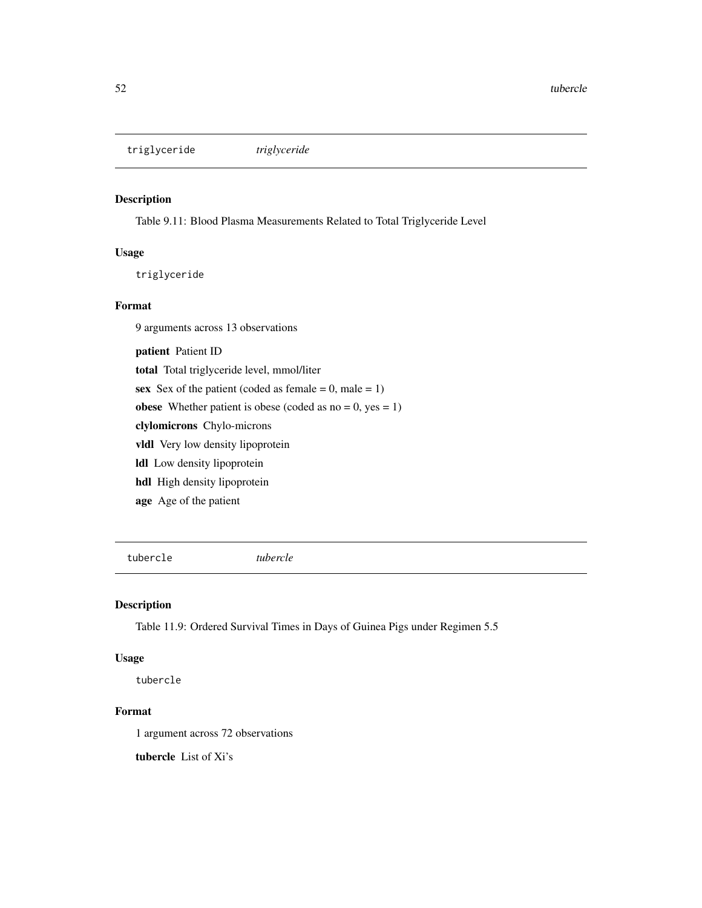## triglyceride *triglyceride*

### Description

Table 9.11: Blood Plasma Measurements Related to Total Triglyceride Level

### Usage

```
triglyceride
```

### Format

9 arguments across 13 observations

**patient** Patient ID

**total** Total triglyceride level, mmol/liter

**sex** Sex of the patient (coded as female = 0, male = 1)

**obese** Whether patient is obese (coded as no = 0, yes = 1)

**clylomicrons** Chylo-microns

**vldl** Very low density lipoprotein

**ldl** Low density lipoprotein

**hdl** High density lipoprotein

**age** Age of the patient

## tubercle *tubercle*

### Description

Table 11.9: Ordered Survival Times in Days of Guinea Pigs under Regimen 5.5

### Usage

```
tubercle
```

### Format

1 argument across 72 observations

**tubercle** List of Xi's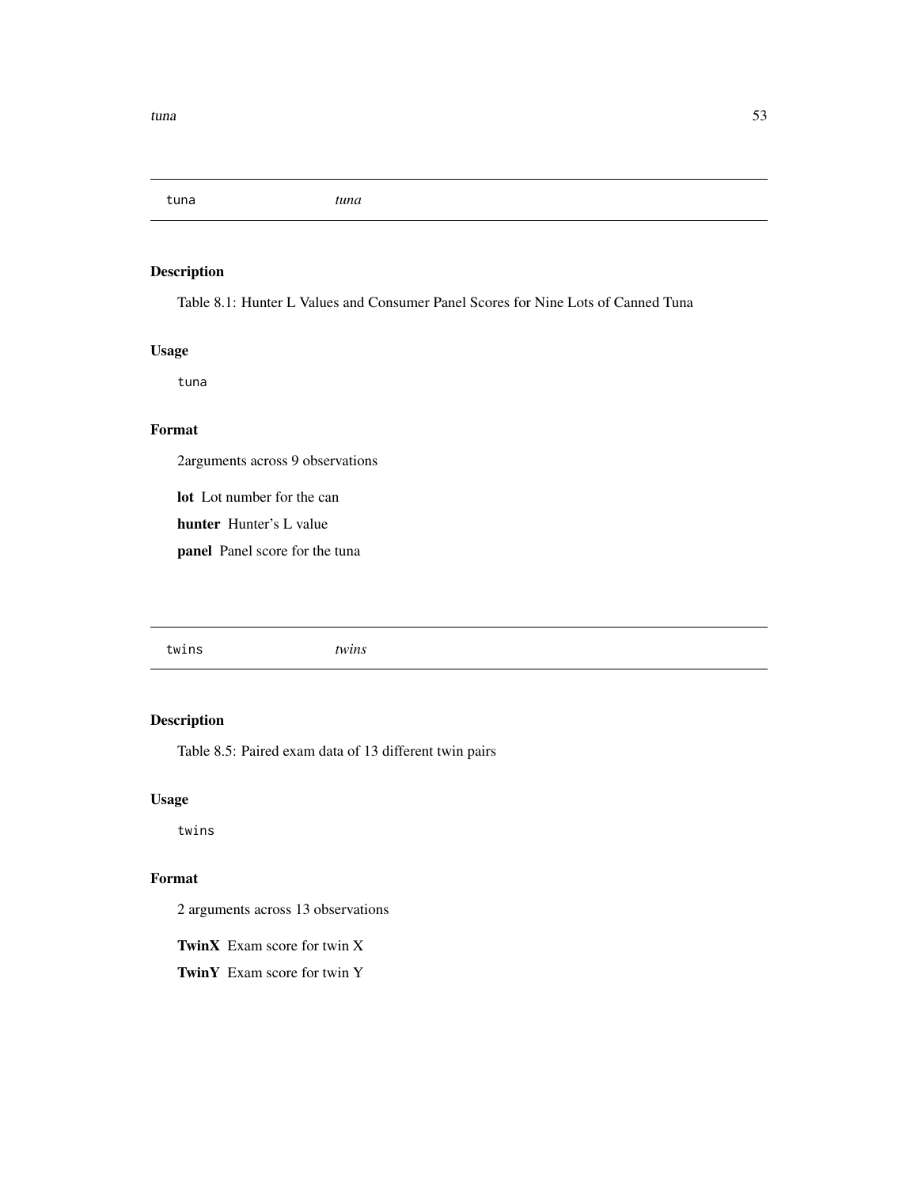## tuna — *tuna*

### Description

Table 8.1: Hunter L Values and Consumer Panel Scores for Nine Lots of Canned Tuna

### Usage

```
tuna
```

### Format

2arguments across 9 observations

**lot** Lot number for the can

**hunter** Hunter's L value

**panel** Panel score for the tuna

## twins — *twins*

### Description

Table 8.5: Paired exam data of 13 different twin pairs

### Usage

```
twins
```

### Format

2 arguments across 13 observations

**TwinX** Exam score for twin X

**TwinY** Exam score for twin Y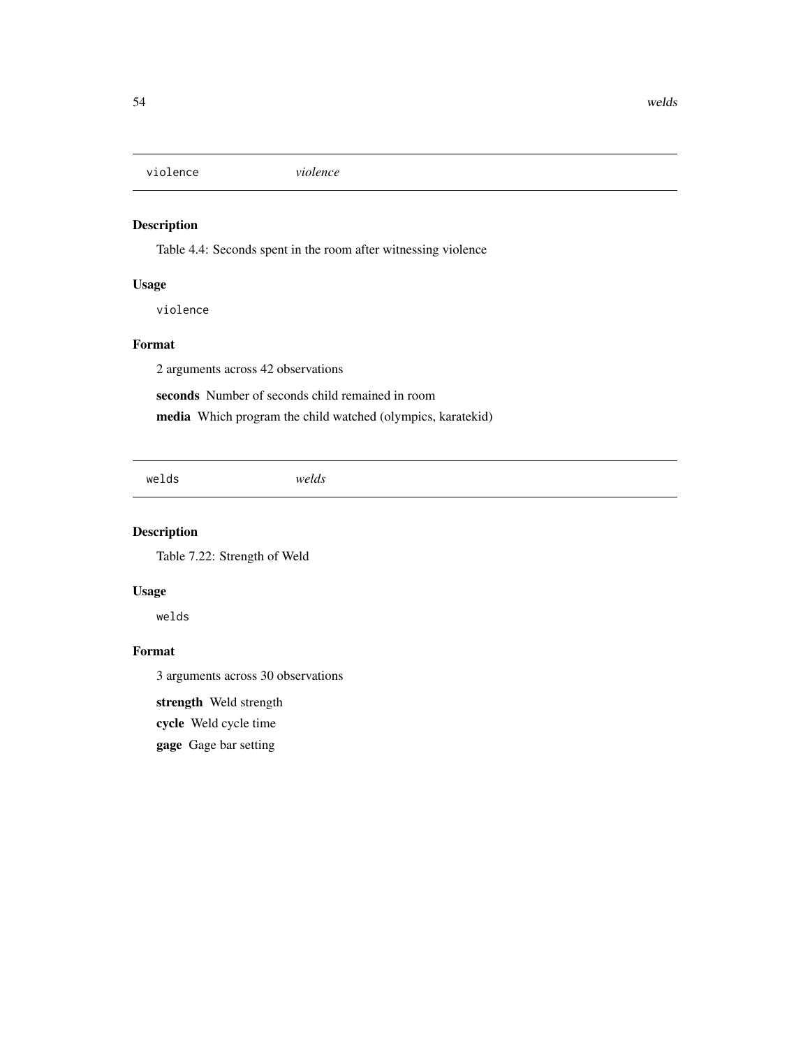## violence *violence*

### Description

Table 4.4: Seconds spent in the room after witnessing violence

### Usage

```
violence
```

### Format

2 arguments across 42 observations

**seconds** Number of seconds child remained in room

**media** Which program the child watched (olympics, karatekid)

## welds *welds*

### Description

Table 7.22: Strength of Weld

### Usage

```
welds
```

### Format

3 arguments across 30 observations

**strength** Weld strength

**cycle** Weld cycle time

**gage** Gage bar setting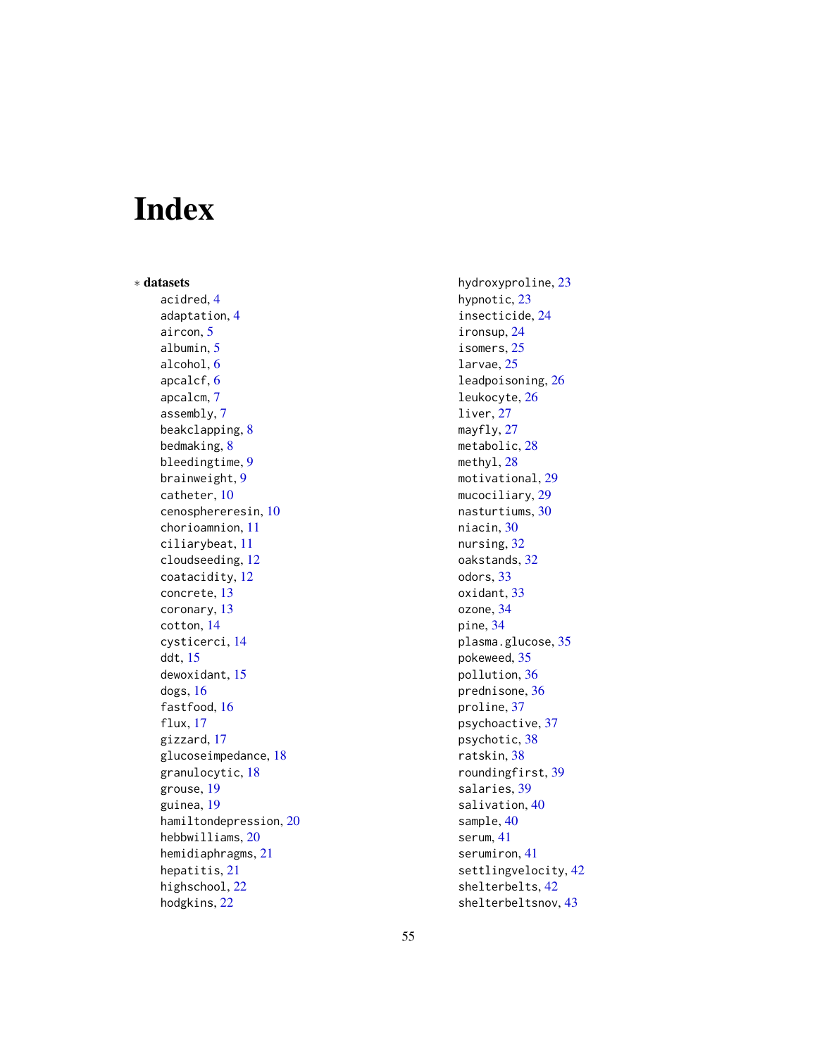# Index

* **datasets**
  - acidred, 4
  - adaptation, 4
  - aircon, 5
  - albumin, 5
  - alcohol, 6
  - apcalcf, 6
  - apcalcm, 7
  - assembly, 7
  - beakclapping, 8
  - bedmaking, 8
  - bleedingtime, 9
  - brainweight, 9
  - catheter, 10
  - cenosphereresin, 10
  - chorioamnion, 11
  - ciliarybeat, 11
  - cloudseeding, 12
  - coatacidity, 12
  - concrete, 13
  - coronary, 13
  - cotton, 14
  - cysticerci, 14
  - ddt, 15
  - dewoxidant, 15
  - dogs, 16
  - fastfood, 16
  - flux, 17
  - gizzard, 17
  - glucoseimpedance, 18
  - granulocytic, 18
  - grouse, 19
  - guinea, 19
  - hamiltondepression, 20
  - hebbwilliams, 20
  - hemidiaphragms, 21
  - hepatitis, 21
  - highschool, 22
  - hodgkins, 22
  - hydroxyproline, 23
  - hypnotic, 23
  - insecticide, 24
  - ironsup, 24
  - isomers, 25
  - larvae, 25
  - leadpoisoning, 26
  - leukocyte, 26
  - liver, 27
  - mayfly, 27
  - metabolic, 28
  - methyl, 28
  - motivational, 29
  - mucociliary, 29
  - nasturtiums, 30
  - niacin, 30
  - nursing, 32
  - oakstands, 32
  - odors, 33
  - oxidant, 33
  - ozone, 34
  - pine, 34
  - plasma.glucose, 35
  - pokeweed, 35
  - pollution, 36
  - prednisone, 36
  - proline, 37
  - psychoactive, 37
  - psychotic, 38
  - ratskin, 38
  - roundingfirst, 39
  - salaries, 39
  - salivation, 40
  - sample, 40
  - serum, 41
  - serumiron, 41
  - settlingvelocity, 42
  - shelterbelts, 42
  - shelterbeltsnov, 43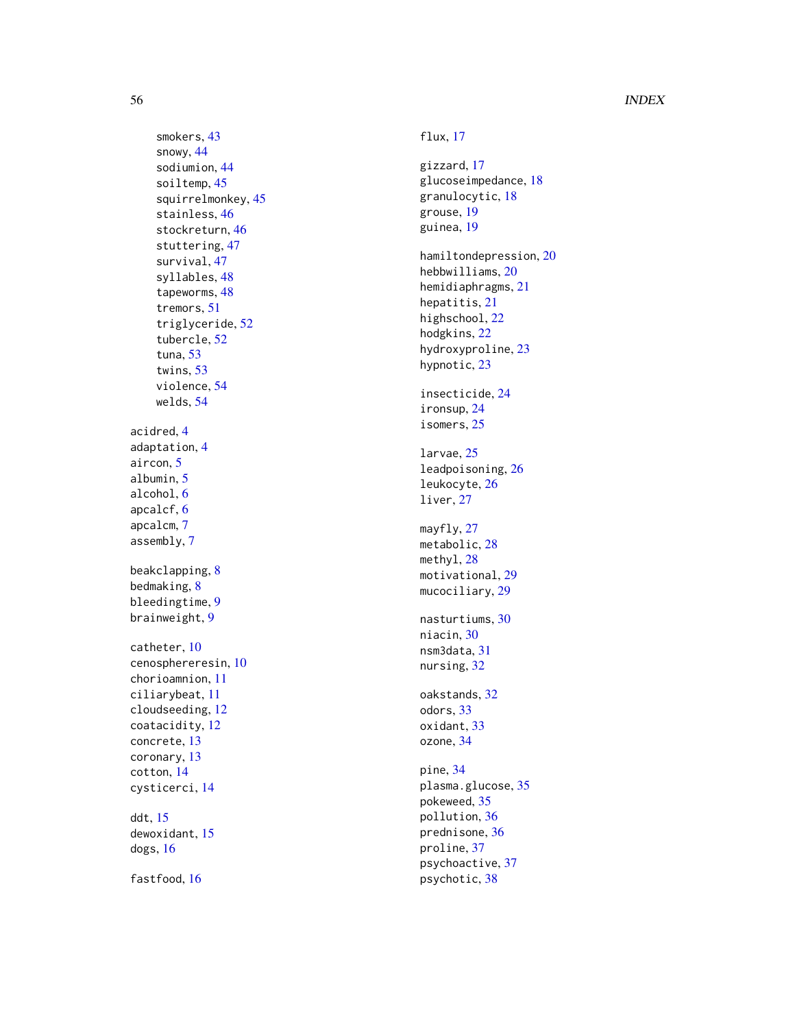smokers, 43
snowy, 44
sodiumion, 44
soiltemp, 45
squirrelmonkey, 45
stainless, 46
stockreturn, 46
stuttering, 47
survival, 47
syllables, 48
tapeworms, 48
tremors, 51
triglyceride, 52
tubercle, 52
tuna, 53
twins, 53
violence, 54
welds, 54

acidred, 4
adaptation, 4
aircon, 5
albumin, 5
alcohol, 6
apcalcf, 6
apcalcm, 7
assembly, 7

beakclapping, 8
bedmaking, 8
bleedingtime, 9
brainweight, 9

catheter, 10
cenosphereresin, 10
chorioamnion, 11
ciliarybeat, 11
cloudseeding, 12
coatacidity, 12
concrete, 13
coronary, 13
cotton, 14
cysticerci, 14

ddt, 15
dewoxidant, 15
dogs, 16

fastfood, 16

flux, 17

gizzard, 17
glucoseimpedance, 18
granulocytic, 18
grouse, 19
guinea, 19

hamiltondepression, 20
hebbwilliams, 20
hemidiaphragms, 21
hepatitis, 21
highschool, 22
hodgkins, 22
hydroxyproline, 23
hypnotic, 23

insecticide, 24
ironsup, 24
isomers, 25

larvae, 25
leadpoisoning, 26
leukocyte, 26
liver, 27

mayfly, 27
metabolic, 28
methyl, 28
motivational, 29
mucociliary, 29

nasturtiums, 30
niacin, 30
nsm3data, 31
nursing, 32

oakstands, 32
odors, 33
oxidant, 33
ozone, 34

pine, 34
plasma.glucose, 35
pokeweed, 35
pollution, 36
prednisone, 36
proline, 37
psychoactive, 37
psychotic, 38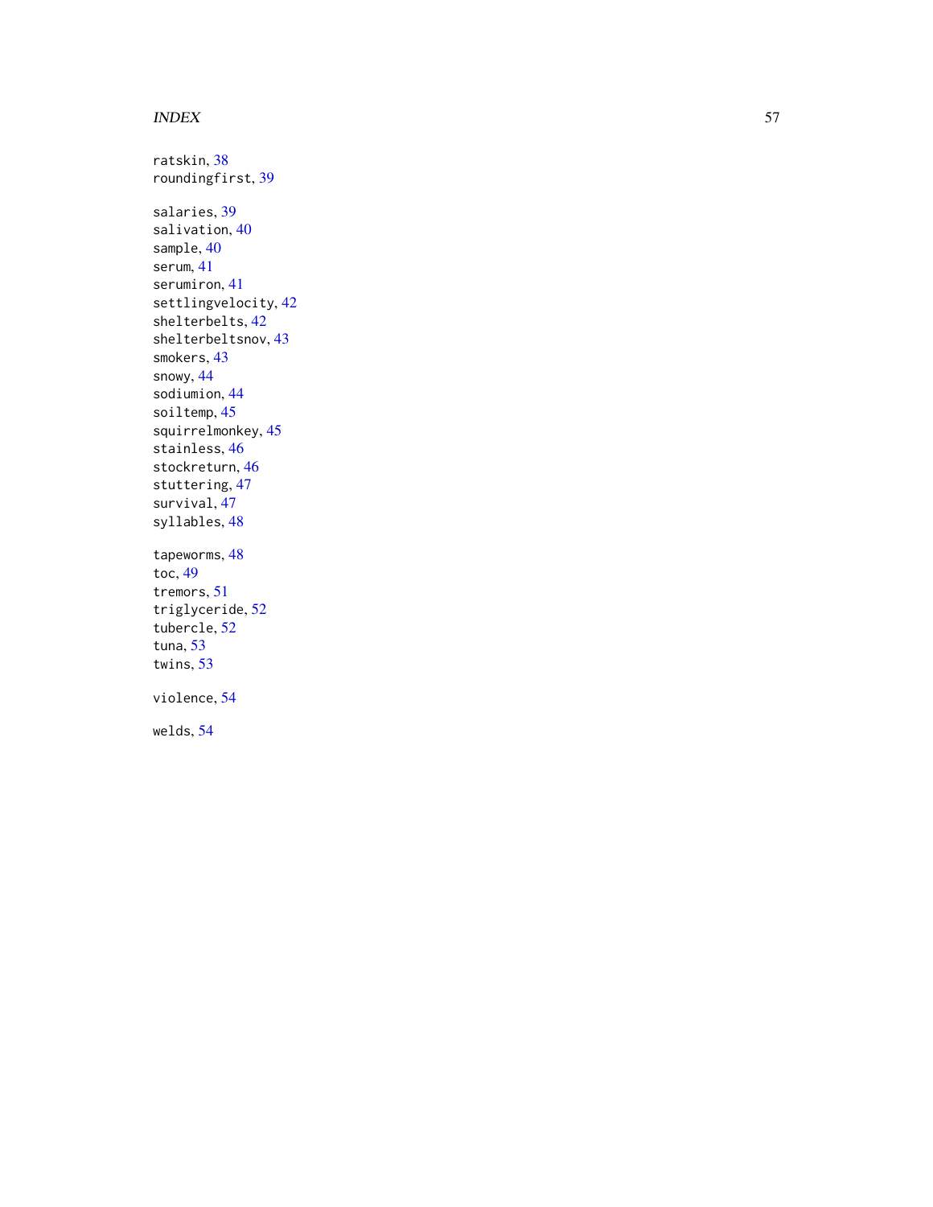ratskin, 38
roundingfirst, 39

salaries, 39
salivation, 40
sample, 40
serum, 41
serumiron, 41
settlingvelocity, 42
shelterbelts, 42
shelterbeltsnov, 43
smokers, 43
snowy, 44
sodiumion, 44
soiltemp, 45
squirrelmonkey, 45
stainless, 46
stockreturn, 46
stuttering, 47
survival, 47
syllables, 48

tapeworms, 48
toc, 49
tremors, 51
triglyceride, 52
tubercle, 52
tuna, 53
twins, 53

violence, 54

welds, 54